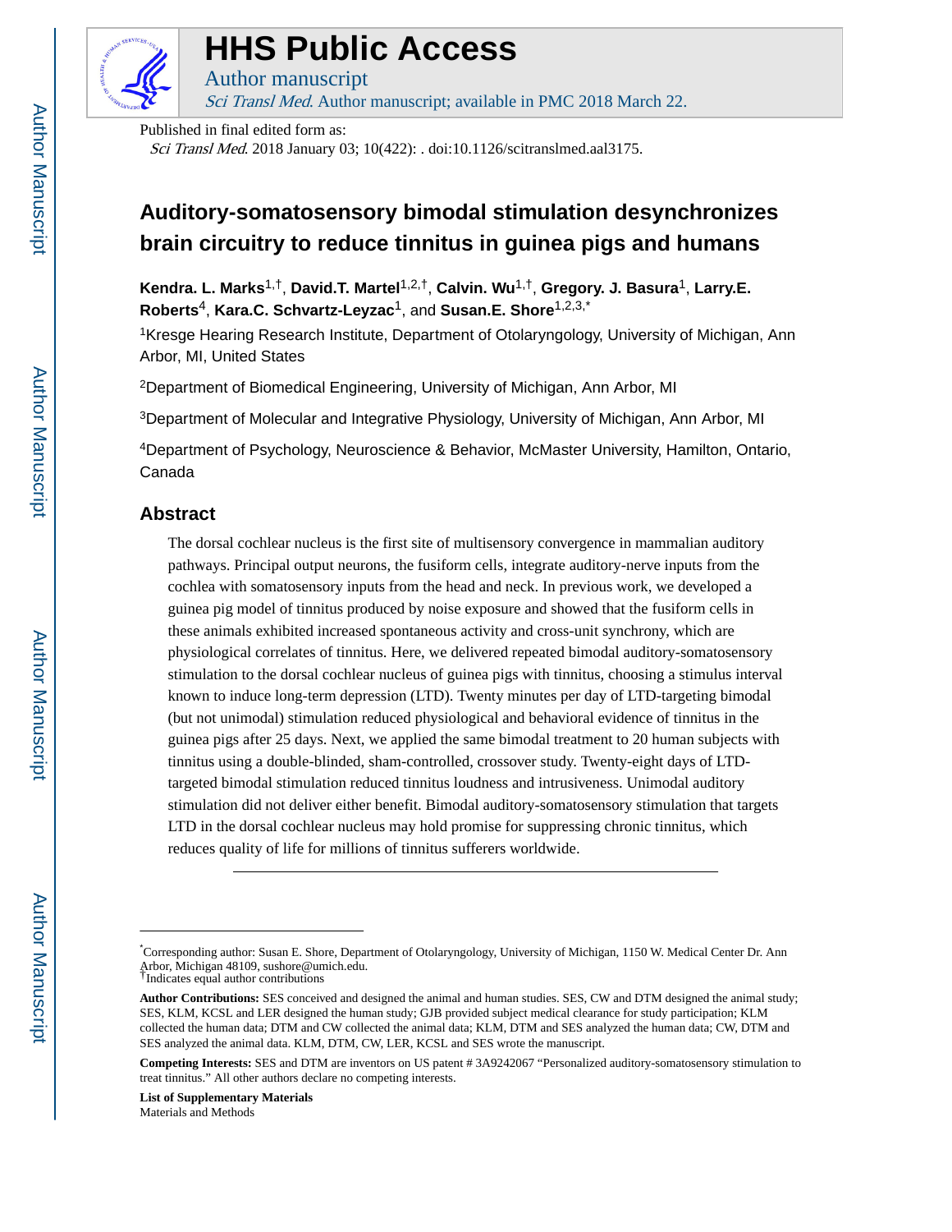# HHS Public Access

Author manuscript

*Sci Transl Med*. Author manuscript; available in PMC 2018 March 22.

Published in final edited form as:

*Sci Transl Med*. 2018 January 03; 10(422): . doi:10.1126/scitranslmed.aal3175.

# Auditory-somatosensory bimodal stimulation desynchronizes brain circuitry to reduce tinnitus in guinea pigs and humans

**Kendra. L. Marks**[1,†], **David.T. Martel**[1,2,†], **Calvin. Wu**[1,†], **Gregory. J. Basura**[1], **Larry.E. Roberts**[4], **Kara.C. Schvartz-Leyzac**[1], and **Susan.E. Shore**[1,2,3,*]

[1]Kresge Hearing Research Institute, Department of Otolaryngology, University of Michigan, Ann Arbor, MI, United States

[2]Department of Biomedical Engineering, University of Michigan, Ann Arbor, MI

[3]Department of Molecular and Integrative Physiology, University of Michigan, Ann Arbor, MI

[4]Department of Psychology, Neuroscience & Behavior, McMaster University, Hamilton, Ontario, Canada

## Abstract

The dorsal cochlear nucleus is the first site of multisensory convergence in mammalian auditory pathways. Principal output neurons, the fusiform cells, integrate auditory-nerve inputs from the cochlea with somatosensory inputs from the head and neck. In previous work, we developed a guinea pig model of tinnitus produced by noise exposure and showed that the fusiform cells in these animals exhibited increased spontaneous activity and cross-unit synchrony, which are physiological correlates of tinnitus. Here, we delivered repeated bimodal auditory-somatosensory stimulation to the dorsal cochlear nucleus of guinea pigs with tinnitus, choosing a stimulus interval known to induce long-term depression (LTD). Twenty minutes per day of LTD-targeting bimodal (but not unimodal) stimulation reduced physiological and behavioral evidence of tinnitus in the guinea pigs after 25 days. Next, we applied the same bimodal treatment to 20 human subjects with tinnitus using a double-blinded, sham-controlled, crossover study. Twenty-eight days of LTD-targeted bimodal stimulation reduced tinnitus loudness and intrusiveness. Unimodal auditory stimulation did not deliver either benefit. Bimodal auditory-somatosensory stimulation that targets LTD in the dorsal cochlear nucleus may hold promise for suppressing chronic tinnitus, which reduces quality of life for millions of tinnitus sufferers worldwide.

---

*Corresponding author: Susan E. Shore, Department of Otolaryngology, University of Michigan, 1150 W. Medical Center Dr. Ann Arbor, Michigan 48109, sushore@umich.edu.

†Indicates equal author contributions

**Author Contributions:** SES conceived and designed the animal and human studies. SES, CW and DTM designed the animal study; SES, KLM, KCSL and LER designed the human study; GJB provided subject medical clearance for study participation; KLM collected the human data; DTM and CW collected the animal data; KLM, DTM and SES analyzed the human data; CW, DTM and SES analyzed the animal data. KLM, DTM, CW, LER, KCSL and SES wrote the manuscript.

**Competing Interests:** SES and DTM are inventors on US patent # 3A9242067 "Personalized auditory-somatosensory stimulation to treat tinnitus." All other authors declare no competing interests.

**List of Supplementary Materials**

Materials and Methods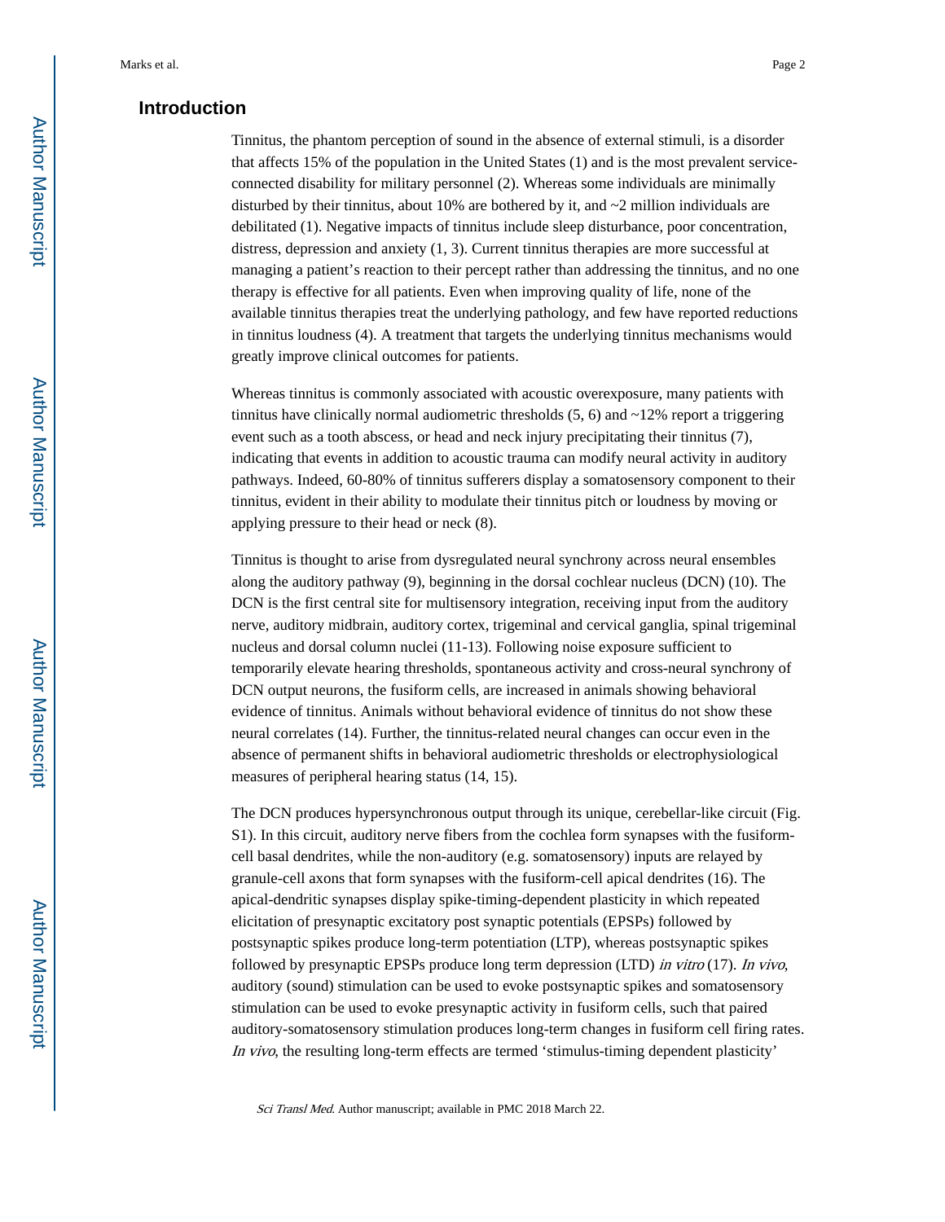## Introduction

Tinnitus, the phantom perception of sound in the absence of external stimuli, is a disorder that affects 15% of the population in the United States (1) and is the most prevalent service-connected disability for military personnel (2). Whereas some individuals are minimally disturbed by their tinnitus, about 10% are bothered by it, and ~2 million individuals are debilitated (1). Negative impacts of tinnitus include sleep disturbance, poor concentration, distress, depression and anxiety (1, 3). Current tinnitus therapies are more successful at managing a patient's reaction to their percept rather than addressing the tinnitus, and no one therapy is effective for all patients. Even when improving quality of life, none of the available tinnitus therapies treat the underlying pathology, and few have reported reductions in tinnitus loudness (4). A treatment that targets the underlying tinnitus mechanisms would greatly improve clinical outcomes for patients.

Whereas tinnitus is commonly associated with acoustic overexposure, many patients with tinnitus have clinically normal audiometric thresholds (5, 6) and ~12% report a triggering event such as a tooth abscess, or head and neck injury precipitating their tinnitus (7), indicating that events in addition to acoustic trauma can modify neural activity in auditory pathways. Indeed, 60-80% of tinnitus sufferers display a somatosensory component to their tinnitus, evident in their ability to modulate their tinnitus pitch or loudness by moving or applying pressure to their head or neck (8).

Tinnitus is thought to arise from dysregulated neural synchrony across neural ensembles along the auditory pathway (9), beginning in the dorsal cochlear nucleus (DCN) (10). The DCN is the first central site for multisensory integration, receiving input from the auditory nerve, auditory midbrain, auditory cortex, trigeminal and cervical ganglia, spinal trigeminal nucleus and dorsal column nuclei (11-13). Following noise exposure sufficient to temporarily elevate hearing thresholds, spontaneous activity and cross-neural synchrony of DCN output neurons, the fusiform cells, are increased in animals showing behavioral evidence of tinnitus. Animals without behavioral evidence of tinnitus do not show these neural correlates (14). Further, the tinnitus-related neural changes can occur even in the absence of permanent shifts in behavioral audiometric thresholds or electrophysiological measures of peripheral hearing status (14, 15).

The DCN produces hypersynchronous output through its unique, cerebellar-like circuit (Fig. S1). In this circuit, auditory nerve fibers from the cochlea form synapses with the fusiform-cell basal dendrites, while the non-auditory (e.g. somatosensory) inputs are relayed by granule-cell axons that form synapses with the fusiform-cell apical dendrites (16). The apical-dendritic synapses display spike-timing-dependent plasticity in which repeated elicitation of presynaptic excitatory post synaptic potentials (EPSPs) followed by postsynaptic spikes produce long-term potentiation (LTP), whereas postsynaptic spikes followed by presynaptic EPSPs produce long term depression (LTD) *in vitro* (17). *In vivo*, auditory (sound) stimulation can be used to evoke postsynaptic spikes and somatosensory stimulation can be used to evoke presynaptic activity in fusiform cells, such that paired auditory-somatosensory stimulation produces long-term changes in fusiform cell firing rates. *In vivo*, the resulting long-term effects are termed 'stimulus-timing dependent plasticity'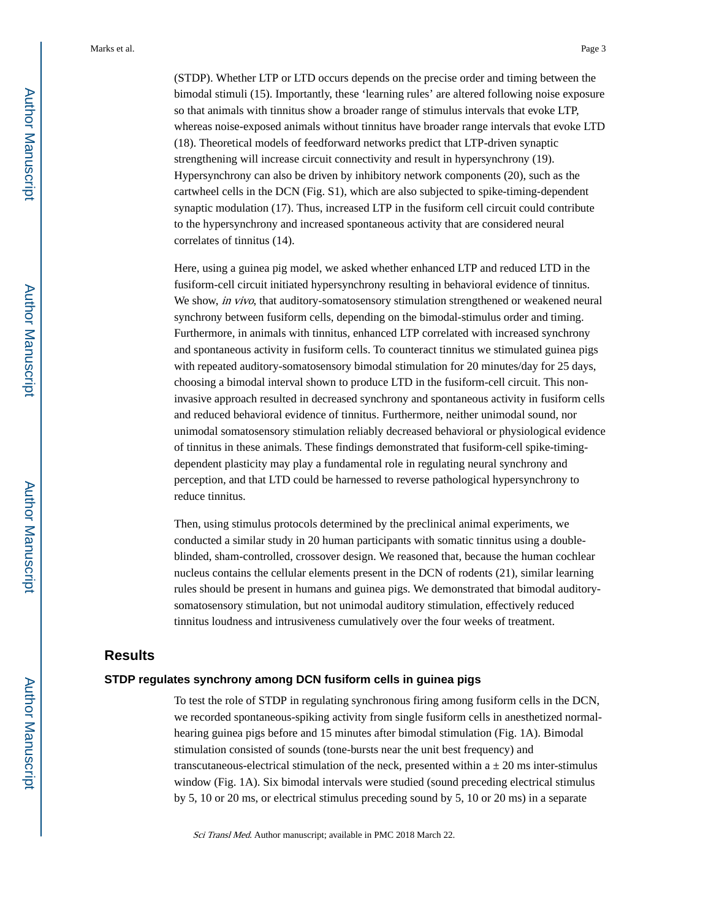(STDP). Whether LTP or LTD occurs depends on the precise order and timing between the bimodal stimuli (15). Importantly, these 'learning rules' are altered following noise exposure so that animals with tinnitus show a broader range of stimulus intervals that evoke LTP, whereas noise-exposed animals without tinnitus have broader range intervals that evoke LTD (18). Theoretical models of feedforward networks predict that LTP-driven synaptic strengthening will increase circuit connectivity and result in hypersynchrony (19). Hypersynchrony can also be driven by inhibitory network components (20), such as the cartwheel cells in the DCN (Fig. S1), which are also subjected to spike-timing-dependent synaptic modulation (17). Thus, increased LTP in the fusiform cell circuit could contribute to the hypersynchrony and increased spontaneous activity that are considered neural correlates of tinnitus (14).

Here, using a guinea pig model, we asked whether enhanced LTP and reduced LTD in the fusiform-cell circuit initiated hypersynchrony resulting in behavioral evidence of tinnitus. We show, *in vivo*, that auditory-somatosensory stimulation strengthened or weakened neural synchrony between fusiform cells, depending on the bimodal-stimulus order and timing. Furthermore, in animals with tinnitus, enhanced LTP correlated with increased synchrony and spontaneous activity in fusiform cells. To counteract tinnitus we stimulated guinea pigs with repeated auditory-somatosensory bimodal stimulation for 20 minutes/day for 25 days, choosing a bimodal interval shown to produce LTD in the fusiform-cell circuit. This non-invasive approach resulted in decreased synchrony and spontaneous activity in fusiform cells and reduced behavioral evidence of tinnitus. Furthermore, neither unimodal sound, nor unimodal somatosensory stimulation reliably decreased behavioral or physiological evidence of tinnitus in these animals. These findings demonstrated that fusiform-cell spike-timing-dependent plasticity may play a fundamental role in regulating neural synchrony and perception, and that LTD could be harnessed to reverse pathological hypersynchrony to reduce tinnitus.

Then, using stimulus protocols determined by the preclinical animal experiments, we conducted a similar study in 20 human participants with somatic tinnitus using a double-blinded, sham-controlled, crossover design. We reasoned that, because the human cochlear nucleus contains the cellular elements present in the DCN of rodents (21), similar learning rules should be present in humans and guinea pigs. We demonstrated that bimodal auditory-somatosensory stimulation, but not unimodal auditory stimulation, effectively reduced tinnitus loudness and intrusiveness cumulatively over the four weeks of treatment.

## Results

### STDP regulates synchrony among DCN fusiform cells in guinea pigs

To test the role of STDP in regulating synchronous firing among fusiform cells in the DCN, we recorded spontaneous-spiking activity from single fusiform cells in anesthetized normal-hearing guinea pigs before and 15 minutes after bimodal stimulation (Fig. 1A). Bimodal stimulation consisted of sounds (tone-bursts near the unit best frequency) and transcutaneous-electrical stimulation of the neck, presented within a ± 20 ms inter-stimulus window (Fig. 1A). Six bimodal intervals were studied (sound preceding electrical stimulus by 5, 10 or 20 ms, or electrical stimulus preceding sound by 5, 10 or 20 ms) in a separate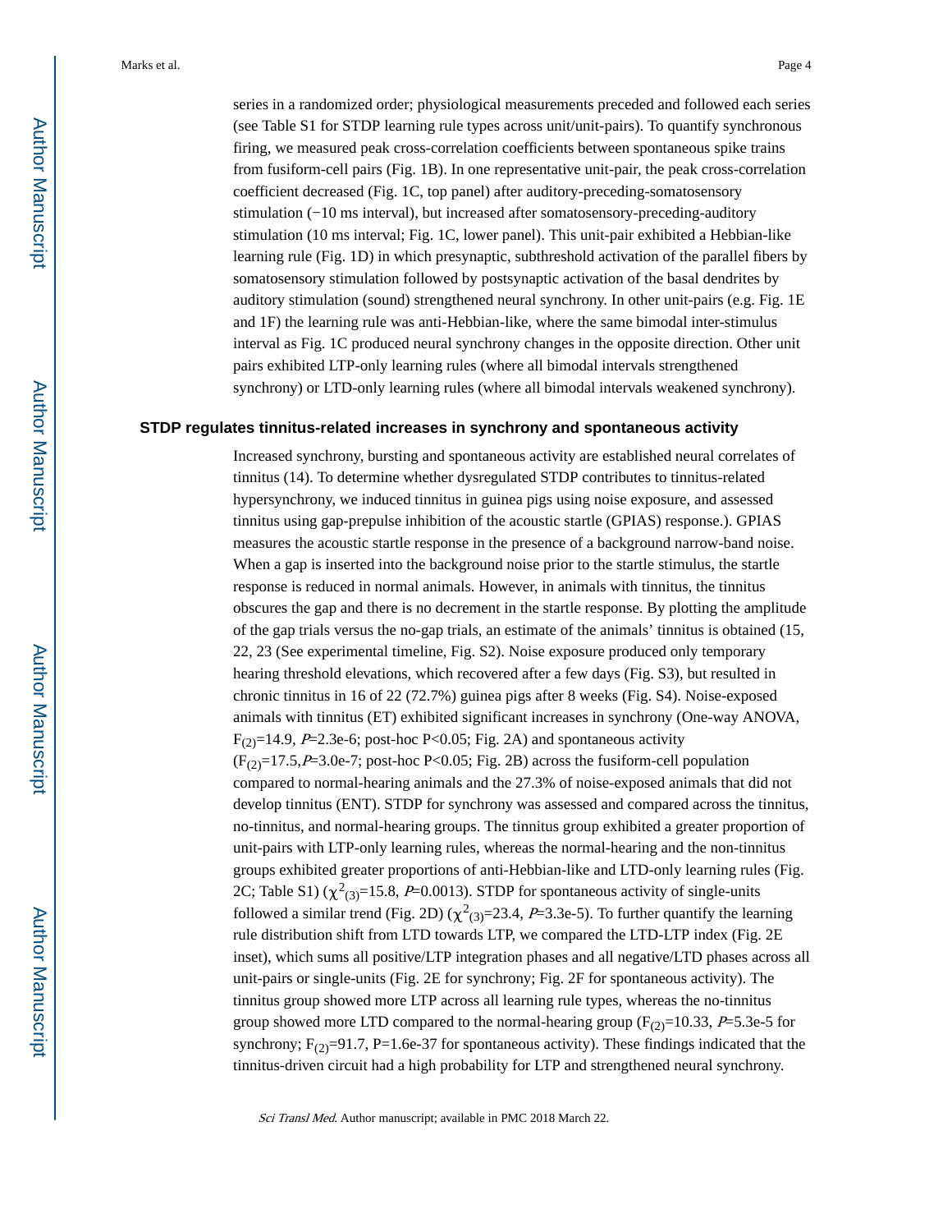series in a randomized order; physiological measurements preceded and followed each series (see Table S1 for STDP learning rule types across unit/unit-pairs). To quantify synchronous firing, we measured peak cross-correlation coefficients between spontaneous spike trains from fusiform-cell pairs (Fig. 1B). In one representative unit-pair, the peak cross-correlation coefficient decreased (Fig. 1C, top panel) after auditory-preceding-somatosensory stimulation (−10 ms interval), but increased after somatosensory-preceding-auditory stimulation (10 ms interval; Fig. 1C, lower panel). This unit-pair exhibited a Hebbian-like learning rule (Fig. 1D) in which presynaptic, subthreshold activation of the parallel fibers by somatosensory stimulation followed by postsynaptic activation of the basal dendrites by auditory stimulation (sound) strengthened neural synchrony. In other unit-pairs (e.g. Fig. 1E and 1F) the learning rule was anti-Hebbian-like, where the same bimodal inter-stimulus interval as Fig. 1C produced neural synchrony changes in the opposite direction. Other unit pairs exhibited LTP-only learning rules (where all bimodal intervals strengthened synchrony) or LTD-only learning rules (where all bimodal intervals weakened synchrony).

### STDP regulates tinnitus-related increases in synchrony and spontaneous activity

Increased synchrony, bursting and spontaneous activity are established neural correlates of tinnitus (14). To determine whether dysregulated STDP contributes to tinnitus-related hypersynchrony, we induced tinnitus in guinea pigs using noise exposure, and assessed tinnitus using gap-prepulse inhibition of the acoustic startle (GPIAS) response.). GPIAS measures the acoustic startle response in the presence of a background narrow-band noise. When a gap is inserted into the background noise prior to the startle stimulus, the startle response is reduced in normal animals. However, in animals with tinnitus, the tinnitus obscures the gap and there is no decrement in the startle response. By plotting the amplitude of the gap trials versus the no-gap trials, an estimate of the animals' tinnitus is obtained (15, 22, 23 (See experimental timeline, Fig. S2). Noise exposure produced only temporary hearing threshold elevations, which recovered after a few days (Fig. S3), but resulted in chronic tinnitus in 16 of 22 (72.7%) guinea pigs after 8 weeks (Fig. S4). Noise-exposed animals with tinnitus (ET) exhibited significant increases in synchrony (One-way ANOVA, $F_{(2)}=14.9$, $P=2.3e\text{-}6$; post-hoc $P<0.05$; Fig. 2A) and spontaneous activity ($F_{(2)}=17.5$, $P=3.0e\text{-}7$; post-hoc $P<0.05$; Fig. 2B) across the fusiform-cell population compared to normal-hearing animals and the 27.3% of noise-exposed animals that did not develop tinnitus (ENT). STDP for synchrony was assessed and compared across the tinnitus, no-tinnitus, and normal-hearing groups. The tinnitus group exhibited a greater proportion of unit-pairs with LTP-only learning rules, whereas the normal-hearing and the non-tinnitus groups exhibited greater proportions of anti-Hebbian-like and LTD-only learning rules (Fig. 2C; Table S1) ($\chi^2_{(3)}=15.8$, $P=0.0013$). STDP for spontaneous activity of single-units followed a similar trend (Fig. 2D) ($\chi^2_{(3)}=23.4$, $P=3.3e\text{-}5$). To further quantify the learning rule distribution shift from LTD towards LTP, we compared the LTD-LTP index (Fig. 2E inset), which sums all positive/LTP integration phases and all negative/LTD phases across all unit-pairs or single-units (Fig. 2E for synchrony; Fig. 2F for spontaneous activity). The tinnitus group showed more LTP across all learning rule types, whereas the no-tinnitus group showed more LTD compared to the normal-hearing group ($F_{(2)}=10.33$, $P=5.3e\text{-}5$ for synchrony; $F_{(2)}=91.7$, $P=1.6e\text{-}37$ for spontaneous activity). These findings indicated that the tinnitus-driven circuit had a high probability for LTP and strengthened neural synchrony.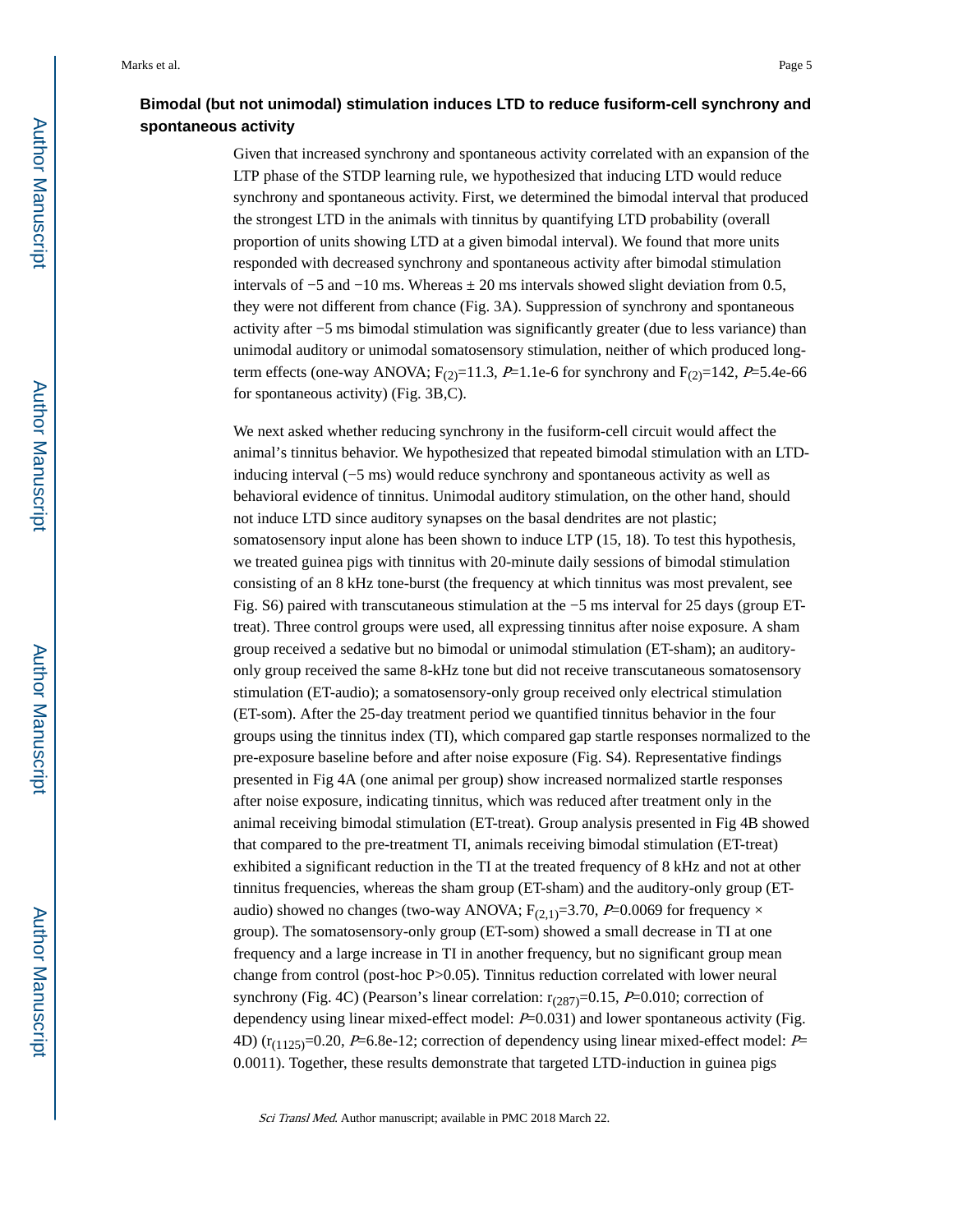### Bimodal (but not unimodal) stimulation induces LTD to reduce fusiform-cell synchrony and spontaneous activity

Given that increased synchrony and spontaneous activity correlated with an expansion of the LTP phase of the STDP learning rule, we hypothesized that inducing LTD would reduce synchrony and spontaneous activity. First, we determined the bimodal interval that produced the strongest LTD in the animals with tinnitus by quantifying LTD probability (overall proportion of units showing LTD at a given bimodal interval). We found that more units responded with decreased synchrony and spontaneous activity after bimodal stimulation intervals of −5 and −10 ms. Whereas ± 20 ms intervals showed slight deviation from 0.5, they were not different from chance (Fig. 3A). Suppression of synchrony and spontaneous activity after −5 ms bimodal stimulation was significantly greater (due to less variance) than unimodal auditory or unimodal somatosensory stimulation, neither of which produced long-term effects (one-way ANOVA; $F_{(2)}=11.3$, $P=1.1e\text{-}6$ for synchrony and $F_{(2)}=142$, $P=5.4e\text{-}66$ for spontaneous activity) (Fig. 3B,C).

We next asked whether reducing synchrony in the fusiform-cell circuit would affect the animal's tinnitus behavior. We hypothesized that repeated bimodal stimulation with an LTD-inducing interval (−5 ms) would reduce synchrony and spontaneous activity as well as behavioral evidence of tinnitus. Unimodal auditory stimulation, on the other hand, should not induce LTD since auditory synapses on the basal dendrites are not plastic; somatosensory input alone has been shown to induce LTP (15, 18). To test this hypothesis, we treated guinea pigs with tinnitus with 20-minute daily sessions of bimodal stimulation consisting of an 8 kHz tone-burst (the frequency at which tinnitus was most prevalent, see Fig. S6) paired with transcutaneous stimulation at the −5 ms interval for 25 days (group ET-treat). Three control groups were used, all expressing tinnitus after noise exposure. A sham group received a sedative but no bimodal or unimodal stimulation (ET-sham); an auditory-only group received the same 8-kHz tone but did not receive transcutaneous somatosensory stimulation (ET-audio); a somatosensory-only group received only electrical stimulation (ET-som). After the 25-day treatment period we quantified tinnitus behavior in the four groups using the tinnitus index (TI), which compared gap startle responses normalized to the pre-exposure baseline before and after noise exposure (Fig. S4). Representative findings presented in Fig 4A (one animal per group) show increased normalized startle responses after noise exposure, indicating tinnitus, which was reduced after treatment only in the animal receiving bimodal stimulation (ET-treat). Group analysis presented in Fig 4B showed that compared to the pre-treatment TI, animals receiving bimodal stimulation (ET-treat) exhibited a significant reduction in the TI at the treated frequency of 8 kHz and not at other tinnitus frequencies, whereas the sham group (ET-sham) and the auditory-only group (ET-audio) showed no changes (two-way ANOVA; $F_{(2,1)}=3.70$, $P=0.0069$ for frequency × group). The somatosensory-only group (ET-som) showed a small decrease in TI at one frequency and a large increase in TI in another frequency, but no significant group mean change from control (post-hoc $P>0.05$). Tinnitus reduction correlated with lower neural synchrony (Fig. 4C) (Pearson's linear correlation: $r_{(287)}=0.15$, $P=0.010$; correction of dependency using linear mixed-effect model: $P=0.031$) and lower spontaneous activity (Fig. 4D) ($r_{(1125)}=0.20$, $P=6.8e\text{-}12$; correction of dependency using linear mixed-effect model: $P=0.0011$). Together, these results demonstrate that targeted LTD-induction in guinea pigs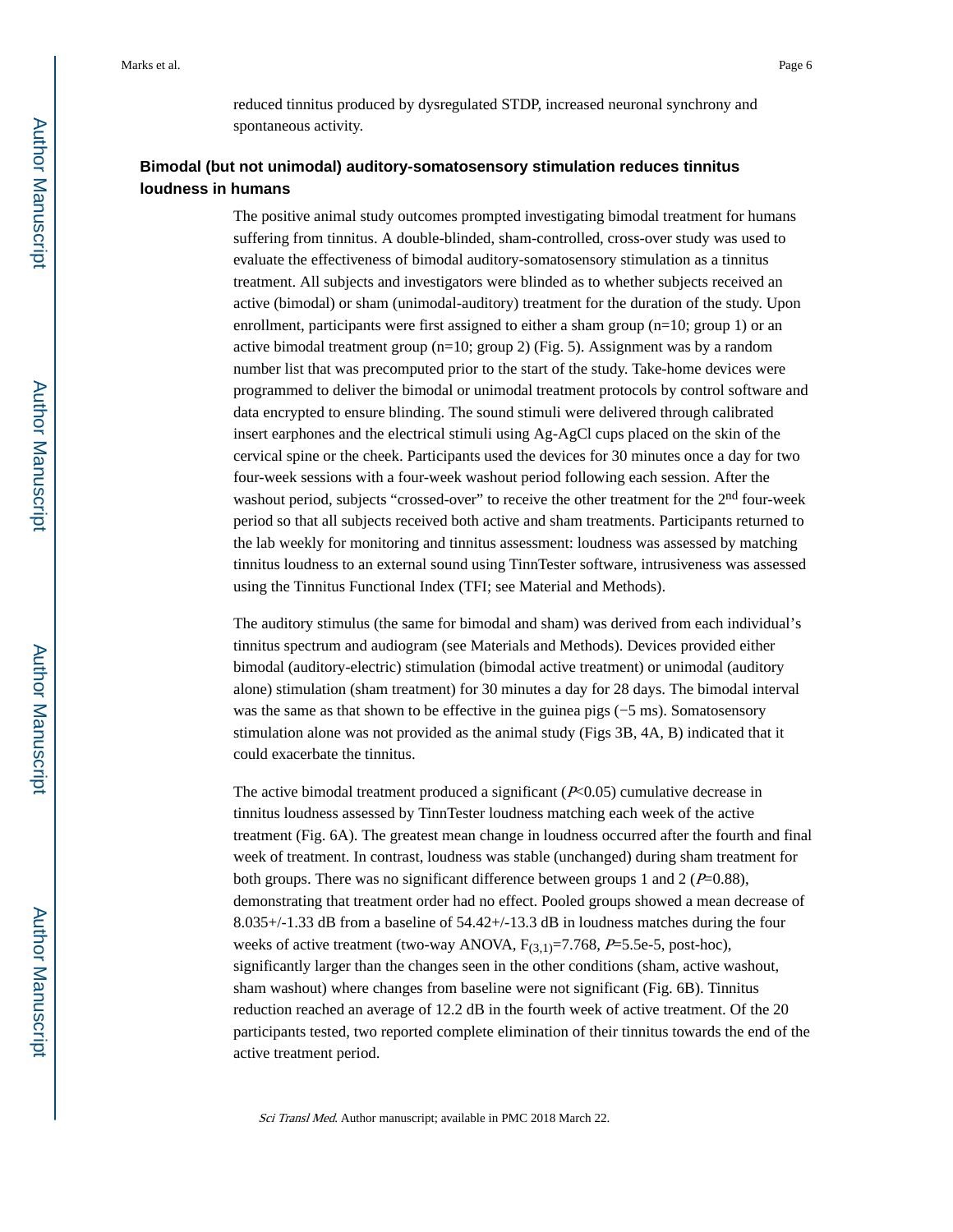reduced tinnitus produced by dysregulated STDP, increased neuronal synchrony and spontaneous activity.

## Bimodal (but not unimodal) auditory-somatosensory stimulation reduces tinnitus loudness in humans

The positive animal study outcomes prompted investigating bimodal treatment for humans suffering from tinnitus. A double-blinded, sham-controlled, cross-over study was used to evaluate the effectiveness of bimodal auditory-somatosensory stimulation as a tinnitus treatment. All subjects and investigators were blinded as to whether subjects received an active (bimodal) or sham (unimodal-auditory) treatment for the duration of the study. Upon enrollment, participants were first assigned to either a sham group (n=10; group 1) or an active bimodal treatment group (n=10; group 2) (Fig. 5). Assignment was by a random number list that was precomputed prior to the start of the study. Take-home devices were programmed to deliver the bimodal or unimodal treatment protocols by control software and data encrypted to ensure blinding. The sound stimuli were delivered through calibrated insert earphones and the electrical stimuli using Ag-AgCl cups placed on the skin of the cervical spine or the cheek. Participants used the devices for 30 minutes once a day for two four-week sessions with a four-week washout period following each session. After the washout period, subjects "crossed-over" to receive the other treatment for the 2$^{nd}$ four-week period so that all subjects received both active and sham treatments. Participants returned to the lab weekly for monitoring and tinnitus assessment: loudness was assessed by matching tinnitus loudness to an external sound using TinnTester software, intrusiveness was assessed using the Tinnitus Functional Index (TFI; see Material and Methods).

The auditory stimulus (the same for bimodal and sham) was derived from each individual's tinnitus spectrum and audiogram (see Materials and Methods). Devices provided either bimodal (auditory-electric) stimulation (bimodal active treatment) or unimodal (auditory alone) stimulation (sham treatment) for 30 minutes a day for 28 days. The bimodal interval was the same as that shown to be effective in the guinea pigs (−5 ms). Somatosensory stimulation alone was not provided as the animal study (Figs 3B, 4A, B) indicated that it could exacerbate the tinnitus.

The active bimodal treatment produced a significant ($P$<0.05) cumulative decrease in tinnitus loudness assessed by TinnTester loudness matching each week of the active treatment (Fig. 6A). The greatest mean change in loudness occurred after the fourth and final week of treatment. In contrast, loudness was stable (unchanged) during sham treatment for both groups. There was no significant difference between groups 1 and 2 ($P$=0.88), demonstrating that treatment order had no effect. Pooled groups showed a mean decrease of 8.035+/-1.33 dB from a baseline of 54.42+/-13.3 dB in loudness matches during the four weeks of active treatment (two-way ANOVA, $F_{(3,1)}$=7.768, $P$=5.5e-5, post-hoc), significantly larger than the changes seen in the other conditions (sham, active washout, sham washout) where changes from baseline were not significant (Fig. 6B). Tinnitus reduction reached an average of 12.2 dB in the fourth week of active treatment. Of the 20 participants tested, two reported complete elimination of their tinnitus towards the end of the active treatment period.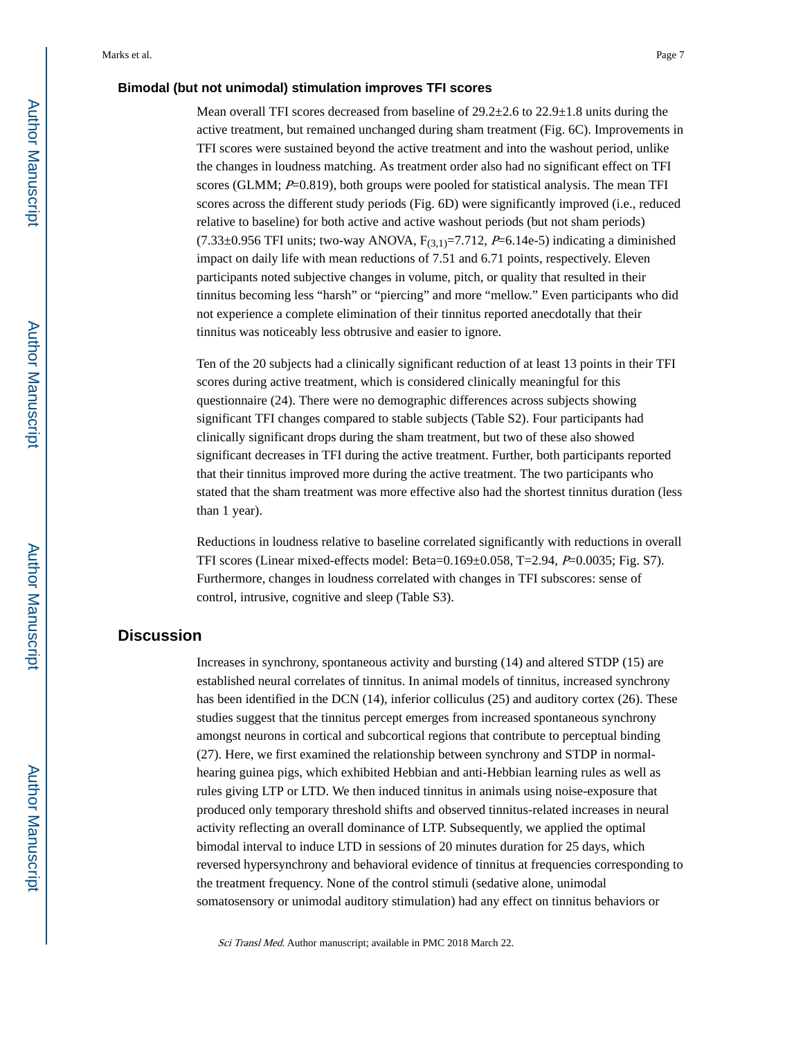### Bimodal (but not unimodal) stimulation improves TFI scores

Mean overall TFI scores decreased from baseline of 29.2±2.6 to 22.9±1.8 units during the active treatment, but remained unchanged during sham treatment (Fig. 6C). Improvements in TFI scores were sustained beyond the active treatment and into the washout period, unlike the changes in loudness matching. As treatment order also had no significant effect on TFI scores (GLMM; $P$=0.819), both groups were pooled for statistical analysis. The mean TFI scores across the different study periods (Fig. 6D) were significantly improved (i.e., reduced relative to baseline) for both active and active washout periods (but not sham periods) (7.33±0.956 TFI units; two-way ANOVA, $F_{(3,1)}$=7.712, $P$=6.14e-5) indicating a diminished impact on daily life with mean reductions of 7.51 and 6.71 points, respectively. Eleven participants noted subjective changes in volume, pitch, or quality that resulted in their tinnitus becoming less "harsh" or "piercing" and more "mellow." Even participants who did not experience a complete elimination of their tinnitus reported anecdotally that their tinnitus was noticeably less obtrusive and easier to ignore.

Ten of the 20 subjects had a clinically significant reduction of at least 13 points in their TFI scores during active treatment, which is considered clinically meaningful for this questionnaire (24). There were no demographic differences across subjects showing significant TFI changes compared to stable subjects (Table S2). Four participants had clinically significant drops during the sham treatment, but two of these also showed significant decreases in TFI during the active treatment. Further, both participants reported that their tinnitus improved more during the active treatment. The two participants who stated that the sham treatment was more effective also had the shortest tinnitus duration (less than 1 year).

Reductions in loudness relative to baseline correlated significantly with reductions in overall TFI scores (Linear mixed-effects model: Beta=0.169±0.058, T=2.94, $P$=0.0035; Fig. S7). Furthermore, changes in loudness correlated with changes in TFI subscores: sense of control, intrusive, cognitive and sleep (Table S3).

## Discussion

Increases in synchrony, spontaneous activity and bursting (14) and altered STDP (15) are established neural correlates of tinnitus. In animal models of tinnitus, increased synchrony has been identified in the DCN (14), inferior colliculus (25) and auditory cortex (26). These studies suggest that the tinnitus percept emerges from increased spontaneous synchrony amongst neurons in cortical and subcortical regions that contribute to perceptual binding (27). Here, we first examined the relationship between synchrony and STDP in normal-hearing guinea pigs, which exhibited Hebbian and anti-Hebbian learning rules as well as rules giving LTP or LTD. We then induced tinnitus in animals using noise-exposure that produced only temporary threshold shifts and observed tinnitus-related increases in neural activity reflecting an overall dominance of LTP. Subsequently, we applied the optimal bimodal interval to induce LTD in sessions of 20 minutes duration for 25 days, which reversed hypersynchrony and behavioral evidence of tinnitus at frequencies corresponding to the treatment frequency. None of the control stimuli (sedative alone, unimodal somatosensory or unimodal auditory stimulation) had any effect on tinnitus behaviors or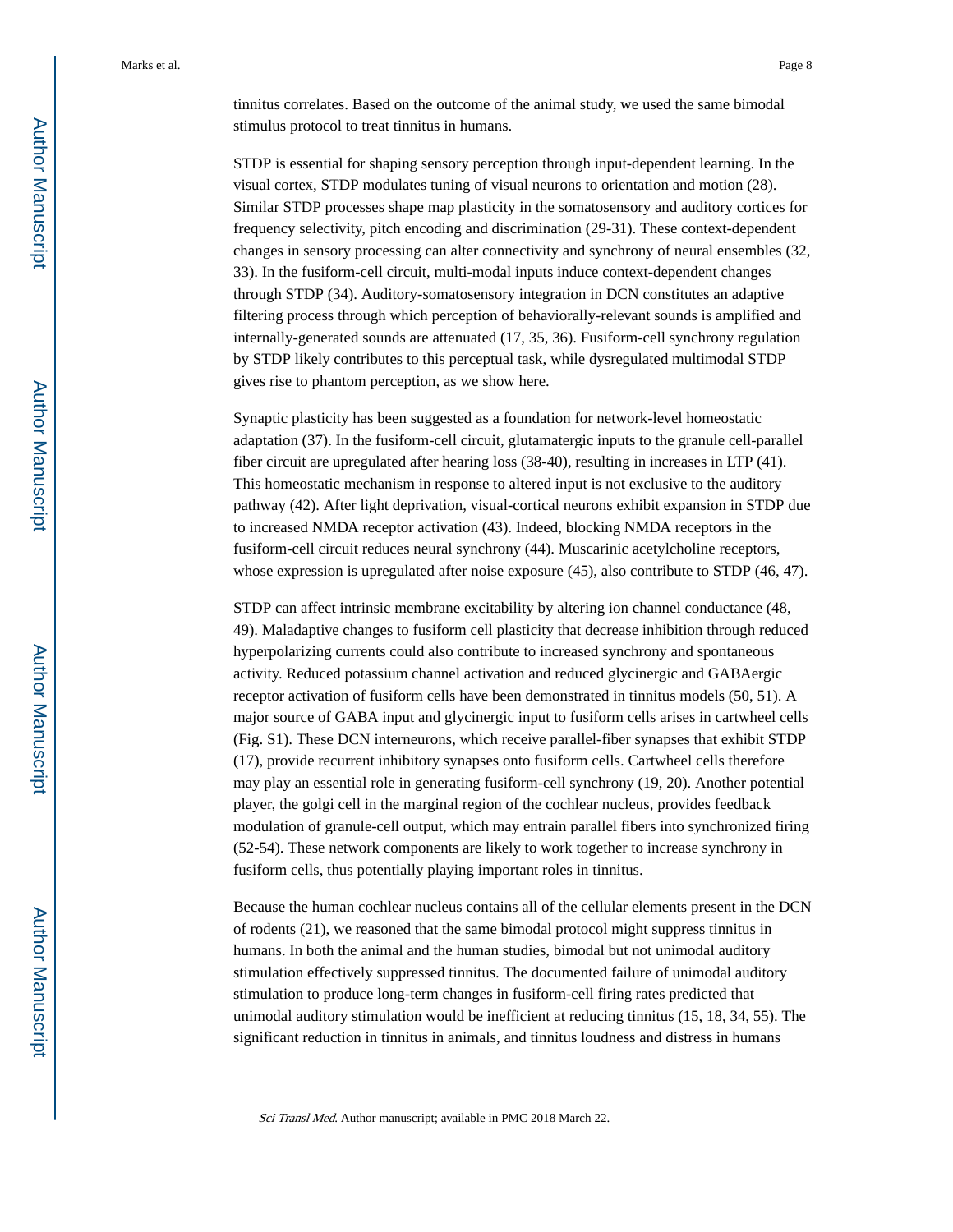tinnitus correlates. Based on the outcome of the animal study, we used the same bimodal stimulus protocol to treat tinnitus in humans.

STDP is essential for shaping sensory perception through input-dependent learning. In the visual cortex, STDP modulates tuning of visual neurons to orientation and motion (28). Similar STDP processes shape map plasticity in the somatosensory and auditory cortices for frequency selectivity, pitch encoding and discrimination (29-31). These context-dependent changes in sensory processing can alter connectivity and synchrony of neural ensembles (32, 33). In the fusiform-cell circuit, multi-modal inputs induce context-dependent changes through STDP (34). Auditory-somatosensory integration in DCN constitutes an adaptive filtering process through which perception of behaviorally-relevant sounds is amplified and internally-generated sounds are attenuated (17, 35, 36). Fusiform-cell synchrony regulation by STDP likely contributes to this perceptual task, while dysregulated multimodal STDP gives rise to phantom perception, as we show here.

Synaptic plasticity has been suggested as a foundation for network-level homeostatic adaptation (37). In the fusiform-cell circuit, glutamatergic inputs to the granule cell-parallel fiber circuit are upregulated after hearing loss (38-40), resulting in increases in LTP (41). This homeostatic mechanism in response to altered input is not exclusive to the auditory pathway (42). After light deprivation, visual-cortical neurons exhibit expansion in STDP due to increased NMDA receptor activation (43). Indeed, blocking NMDA receptors in the fusiform-cell circuit reduces neural synchrony (44). Muscarinic acetylcholine receptors, whose expression is upregulated after noise exposure (45), also contribute to STDP (46, 47).

STDP can affect intrinsic membrane excitability by altering ion channel conductance (48, 49). Maladaptive changes to fusiform cell plasticity that decrease inhibition through reduced hyperpolarizing currents could also contribute to increased synchrony and spontaneous activity. Reduced potassium channel activation and reduced glycinergic and GABAergic receptor activation of fusiform cells have been demonstrated in tinnitus models (50, 51). A major source of GABA input and glycinergic input to fusiform cells arises in cartwheel cells (Fig. S1). These DCN interneurons, which receive parallel-fiber synapses that exhibit STDP (17), provide recurrent inhibitory synapses onto fusiform cells. Cartwheel cells therefore may play an essential role in generating fusiform-cell synchrony (19, 20). Another potential player, the golgi cell in the marginal region of the cochlear nucleus, provides feedback modulation of granule-cell output, which may entrain parallel fibers into synchronized firing (52-54). These network components are likely to work together to increase synchrony in fusiform cells, thus potentially playing important roles in tinnitus.

Because the human cochlear nucleus contains all of the cellular elements present in the DCN of rodents (21), we reasoned that the same bimodal protocol might suppress tinnitus in humans. In both the animal and the human studies, bimodal but not unimodal auditory stimulation effectively suppressed tinnitus. The documented failure of unimodal auditory stimulation to produce long-term changes in fusiform-cell firing rates predicted that unimodal auditory stimulation would be inefficient at reducing tinnitus (15, 18, 34, 55). The significant reduction in tinnitus in animals, and tinnitus loudness and distress in humans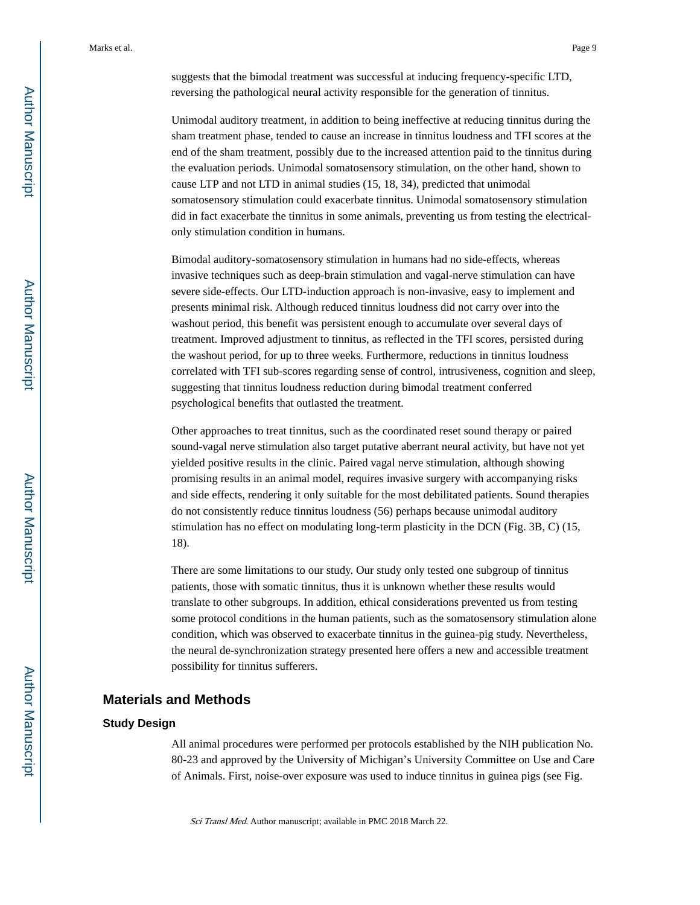suggests that the bimodal treatment was successful at inducing frequency-specific LTD, reversing the pathological neural activity responsible for the generation of tinnitus.

Unimodal auditory treatment, in addition to being ineffective at reducing tinnitus during the sham treatment phase, tended to cause an increase in tinnitus loudness and TFI scores at the end of the sham treatment, possibly due to the increased attention paid to the tinnitus during the evaluation periods. Unimodal somatosensory stimulation, on the other hand, shown to cause LTP and not LTD in animal studies (15, 18, 34), predicted that unimodal somatosensory stimulation could exacerbate tinnitus. Unimodal somatosensory stimulation did in fact exacerbate the tinnitus in some animals, preventing us from testing the electrical-only stimulation condition in humans.

Bimodal auditory-somatosensory stimulation in humans had no side-effects, whereas invasive techniques such as deep-brain stimulation and vagal-nerve stimulation can have severe side-effects. Our LTD-induction approach is non-invasive, easy to implement and presents minimal risk. Although reduced tinnitus loudness did not carry over into the washout period, this benefit was persistent enough to accumulate over several days of treatment. Improved adjustment to tinnitus, as reflected in the TFI scores, persisted during the washout period, for up to three weeks. Furthermore, reductions in tinnitus loudness correlated with TFI sub-scores regarding sense of control, intrusiveness, cognition and sleep, suggesting that tinnitus loudness reduction during bimodal treatment conferred psychological benefits that outlasted the treatment.

Other approaches to treat tinnitus, such as the coordinated reset sound therapy or paired sound-vagal nerve stimulation also target putative aberrant neural activity, but have not yet yielded positive results in the clinic. Paired vagal nerve stimulation, although showing promising results in an animal model, requires invasive surgery with accompanying risks and side effects, rendering it only suitable for the most debilitated patients. Sound therapies do not consistently reduce tinnitus loudness (56) perhaps because unimodal auditory stimulation has no effect on modulating long-term plasticity in the DCN (Fig. 3B, C) (15, 18).

There are some limitations to our study. Our study only tested one subgroup of tinnitus patients, those with somatic tinnitus, thus it is unknown whether these results would translate to other subgroups. In addition, ethical considerations prevented us from testing some protocol conditions in the human patients, such as the somatosensory stimulation alone condition, which was observed to exacerbate tinnitus in the guinea-pig study. Nevertheless, the neural de-synchronization strategy presented here offers a new and accessible treatment possibility for tinnitus sufferers.

## Materials and Methods

### Study Design

All animal procedures were performed per protocols established by the NIH publication No. 80-23 and approved by the University of Michigan's University Committee on Use and Care of Animals. First, noise-over exposure was used to induce tinnitus in guinea pigs (see Fig.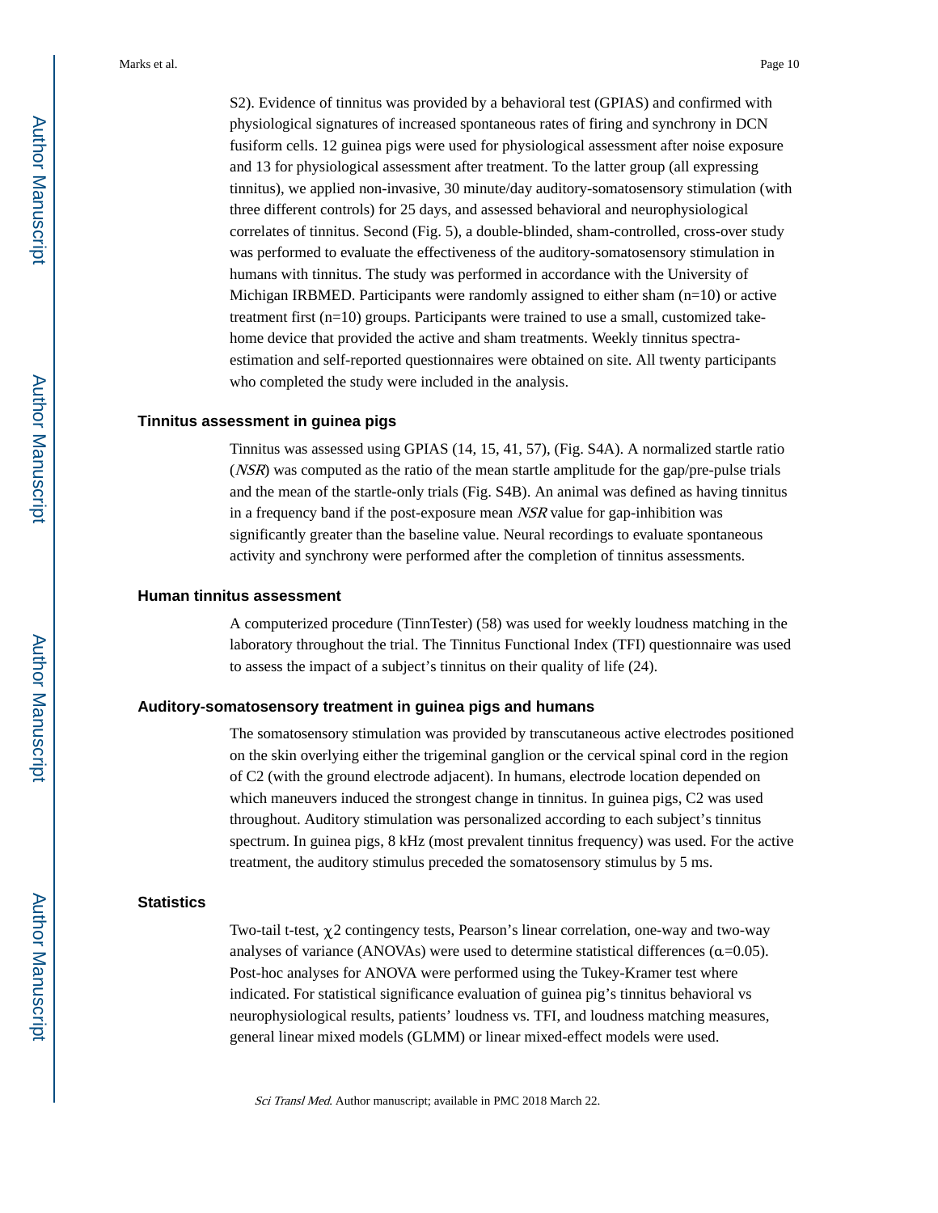S2). Evidence of tinnitus was provided by a behavioral test (GPIAS) and confirmed with physiological signatures of increased spontaneous rates of firing and synchrony in DCN fusiform cells. 12 guinea pigs were used for physiological assessment after noise exposure and 13 for physiological assessment after treatment. To the latter group (all expressing tinnitus), we applied non-invasive, 30 minute/day auditory-somatosensory stimulation (with three different controls) for 25 days, and assessed behavioral and neurophysiological correlates of tinnitus. Second (Fig. 5), a double-blinded, sham-controlled, cross-over study was performed to evaluate the effectiveness of the auditory-somatosensory stimulation in humans with tinnitus. The study was performed in accordance with the University of Michigan IRBMED. Participants were randomly assigned to either sham (n=10) or active treatment first (n=10) groups. Participants were trained to use a small, customized take-home device that provided the active and sham treatments. Weekly tinnitus spectra-estimation and self-reported questionnaires were obtained on site. All twenty participants who completed the study were included in the analysis.

### Tinnitus assessment in guinea pigs

Tinnitus was assessed using GPIAS (14, 15, 41, 57), (Fig. S4A). A normalized startle ratio (*NSR*) was computed as the ratio of the mean startle amplitude for the gap/pre-pulse trials and the mean of the startle-only trials (Fig. S4B). An animal was defined as having tinnitus in a frequency band if the post-exposure mean *NSR* value for gap-inhibition was significantly greater than the baseline value. Neural recordings to evaluate spontaneous activity and synchrony were performed after the completion of tinnitus assessments.

### Human tinnitus assessment

A computerized procedure (TinnTester) (58) was used for weekly loudness matching in the laboratory throughout the trial. The Tinnitus Functional Index (TFI) questionnaire was used to assess the impact of a subject's tinnitus on their quality of life (24).

### Auditory-somatosensory treatment in guinea pigs and humans

The somatosensory stimulation was provided by transcutaneous active electrodes positioned on the skin overlying either the trigeminal ganglion or the cervical spinal cord in the region of C2 (with the ground electrode adjacent). In humans, electrode location depended on which maneuvers induced the strongest change in tinnitus. In guinea pigs, C2 was used throughout. Auditory stimulation was personalized according to each subject's tinnitus spectrum. In guinea pigs, 8 kHz (most prevalent tinnitus frequency) was used. For the active treatment, the auditory stimulus preceded the somatosensory stimulus by 5 ms.

### Statistics

Two-tail t-test, $\chi 2$ contingency tests, Pearson's linear correlation, one-way and two-way analyses of variance (ANOVAs) were used to determine statistical differences ($\alpha$=0.05). Post-hoc analyses for ANOVA were performed using the Tukey-Kramer test where indicated. For statistical significance evaluation of guinea pig's tinnitus behavioral vs neurophysiological results, patients' loudness vs. TFI, and loudness matching measures, general linear mixed models (GLMM) or linear mixed-effect models were used.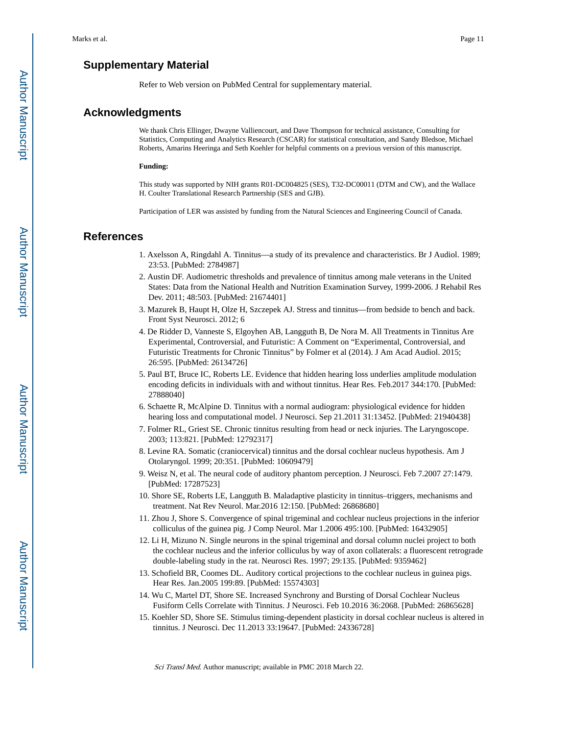## Supplementary Material

Refer to Web version on PubMed Central for supplementary material.

## Acknowledgments

We thank Chris Ellinger, Dwayne Valliencourt, and Dave Thompson for technical assistance, Consulting for Statistics, Computing and Analytics Research (CSCAR) for statistical consultation, and Sandy Bledsoe, Michael Roberts, Amarins Heeringa and Seth Koehler for helpful comments on a previous version of this manuscript.

**Funding:**

This study was supported by NIH grants R01-DC004825 (SES), T32-DC00011 (DTM and CW), and the Wallace H. Coulter Translational Research Partnership (SES and GJB).

Participation of LER was assisted by funding from the Natural Sciences and Engineering Council of Canada.

## References

1. Axelsson A, Ringdahl A. Tinnitus—a study of its prevalence and characteristics. Br J Audiol. 1989; 23:53. [PubMed: 2784987]
2. Austin DF. Audiometric thresholds and prevalence of tinnitus among male veterans in the United States: Data from the National Health and Nutrition Examination Survey, 1999-2006. J Rehabil Res Dev. 2011; 48:503. [PubMed: 21674401]
3. Mazurek B, Haupt H, Olze H, Szczepek AJ. Stress and tinnitus—from bedside to bench and back. Front Syst Neurosci. 2012; 6
4. De Ridder D, Vanneste S, Elgoyhen AB, Langguth B, De Nora M. All Treatments in Tinnitus Are Experimental, Controversial, and Futuristic: A Comment on "Experimental, Controversial, and Futuristic Treatments for Chronic Tinnitus" by Folmer et al (2014). J Am Acad Audiol. 2015; 26:595. [PubMed: 26134726]
5. Paul BT, Bruce IC, Roberts LE. Evidence that hidden hearing loss underlies amplitude modulation encoding deficits in individuals with and without tinnitus. Hear Res. Feb.2017 344:170. [PubMed: 27888040]
6. Schaette R, McAlpine D. Tinnitus with a normal audiogram: physiological evidence for hidden hearing loss and computational model. J Neurosci. Sep 21.2011 31:13452. [PubMed: 21940438]
7. Folmer RL, Griest SE. Chronic tinnitus resulting from head or neck injuries. The Laryngoscope. 2003; 113:821. [PubMed: 12792317]
8. Levine RA. Somatic (craniocervical) tinnitus and the dorsal cochlear nucleus hypothesis. Am J Otolaryngol. 1999; 20:351. [PubMed: 10609479]
9. Weisz N, et al. The neural code of auditory phantom perception. J Neurosci. Feb 7.2007 27:1479. [PubMed: 17287523]
10. Shore SE, Roberts LE, Langguth B. Maladaptive plasticity in tinnitus–triggers, mechanisms and treatment. Nat Rev Neurol. Mar.2016 12:150. [PubMed: 26868680]
11. Zhou J, Shore S. Convergence of spinal trigeminal and cochlear nucleus projections in the inferior colliculus of the guinea pig. J Comp Neurol. Mar 1.2006 495:100. [PubMed: 16432905]
12. Li H, Mizuno N. Single neurons in the spinal trigeminal and dorsal column nuclei project to both the cochlear nucleus and the inferior colliculus by way of axon collaterals: a fluorescent retrograde double-labeling study in the rat. Neurosci Res. 1997; 29:135. [PubMed: 9359462]
13. Schofield BR, Coomes DL. Auditory cortical projections to the cochlear nucleus in guinea pigs. Hear Res. Jan.2005 199:89. [PubMed: 15574303]
14. Wu C, Martel DT, Shore SE. Increased Synchrony and Bursting of Dorsal Cochlear Nucleus Fusiform Cells Correlate with Tinnitus. J Neurosci. Feb 10.2016 36:2068. [PubMed: 26865628]
15. Koehler SD, Shore SE. Stimulus timing-dependent plasticity in dorsal cochlear nucleus is altered in tinnitus. J Neurosci. Dec 11.2013 33:19647. [PubMed: 24336728]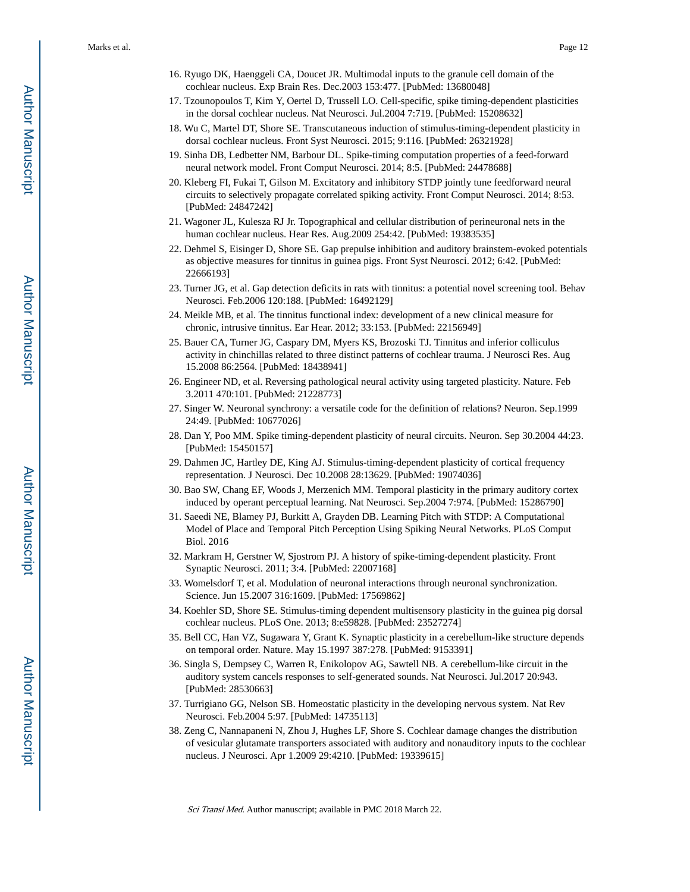16. Ryugo DK, Haenggeli CA, Doucet JR. Multimodal inputs to the granule cell domain of the cochlear nucleus. Exp Brain Res. Dec.2003 153:477. [PubMed: 13680048]
17. Tzounopoulos T, Kim Y, Oertel D, Trussell LO. Cell-specific, spike timing-dependent plasticities in the dorsal cochlear nucleus. Nat Neurosci. Jul.2004 7:719. [PubMed: 15208632]
18. Wu C, Martel DT, Shore SE. Transcutaneous induction of stimulus-timing-dependent plasticity in dorsal cochlear nucleus. Front Syst Neurosci. 2015; 9:116. [PubMed: 26321928]
19. Sinha DB, Ledbetter NM, Barbour DL. Spike-timing computation properties of a feed-forward neural network model. Front Comput Neurosci. 2014; 8:5. [PubMed: 24478688]
20. Kleberg FI, Fukai T, Gilson M. Excitatory and inhibitory STDP jointly tune feedforward neural circuits to selectively propagate correlated spiking activity. Front Comput Neurosci. 2014; 8:53. [PubMed: 24847242]
21. Wagoner JL, Kulesza RJ Jr. Topographical and cellular distribution of perineuronal nets in the human cochlear nucleus. Hear Res. Aug.2009 254:42. [PubMed: 19383535]
22. Dehmel S, Eisinger D, Shore SE. Gap prepulse inhibition and auditory brainstem-evoked potentials as objective measures for tinnitus in guinea pigs. Front Syst Neurosci. 2012; 6:42. [PubMed: 22666193]
23. Turner JG, et al. Gap detection deficits in rats with tinnitus: a potential novel screening tool. Behav Neurosci. Feb.2006 120:188. [PubMed: 16492129]
24. Meikle MB, et al. The tinnitus functional index: development of a new clinical measure for chronic, intrusive tinnitus. Ear Hear. 2012; 33:153. [PubMed: 22156949]
25. Bauer CA, Turner JG, Caspary DM, Myers KS, Brozoski TJ. Tinnitus and inferior colliculus activity in chinchillas related to three distinct patterns of cochlear trauma. J Neurosci Res. Aug 15.2008 86:2564. [PubMed: 18438941]
26. Engineer ND, et al. Reversing pathological neural activity using targeted plasticity. Nature. Feb 3.2011 470:101. [PubMed: 21228773]
27. Singer W. Neuronal synchrony: a versatile code for the definition of relations? Neuron. Sep.1999 24:49. [PubMed: 10677026]
28. Dan Y, Poo MM. Spike timing-dependent plasticity of neural circuits. Neuron. Sep 30.2004 44:23. [PubMed: 15450157]
29. Dahmen JC, Hartley DE, King AJ. Stimulus-timing-dependent plasticity of cortical frequency representation. J Neurosci. Dec 10.2008 28:13629. [PubMed: 19074036]
30. Bao SW, Chang EF, Woods J, Merzenich MM. Temporal plasticity in the primary auditory cortex induced by operant perceptual learning. Nat Neurosci. Sep.2004 7:974. [PubMed: 15286790]
31. Saeedi NE, Blamey PJ, Burkitt A, Grayden DB. Learning Pitch with STDP: A Computational Model of Place and Temporal Pitch Perception Using Spiking Neural Networks. PLoS Comput Biol. 2016
32. Markram H, Gerstner W, Sjostrom PJ. A history of spike-timing-dependent plasticity. Front Synaptic Neurosci. 2011; 3:4. [PubMed: 22007168]
33. Womelsdorf T, et al. Modulation of neuronal interactions through neuronal synchronization. Science. Jun 15.2007 316:1609. [PubMed: 17569862]
34. Koehler SD, Shore SE. Stimulus-timing dependent multisensory plasticity in the guinea pig dorsal cochlear nucleus. PLoS One. 2013; 8:e59828. [PubMed: 23527274]
35. Bell CC, Han VZ, Sugawara Y, Grant K. Synaptic plasticity in a cerebellum-like structure depends on temporal order. Nature. May 15.1997 387:278. [PubMed: 9153391]
36. Singla S, Dempsey C, Warren R, Enikolopov AG, Sawtell NB. A cerebellum-like circuit in the auditory system cancels responses to self-generated sounds. Nat Neurosci. Jul.2017 20:943. [PubMed: 28530663]
37. Turrigiano GG, Nelson SB. Homeostatic plasticity in the developing nervous system. Nat Rev Neurosci. Feb.2004 5:97. [PubMed: 14735113]
38. Zeng C, Nannapaneni N, Zhou J, Hughes LF, Shore S. Cochlear damage changes the distribution of vesicular glutamate transporters associated with auditory and nonauditory inputs to the cochlear nucleus. J Neurosci. Apr 1.2009 29:4210. [PubMed: 19339615]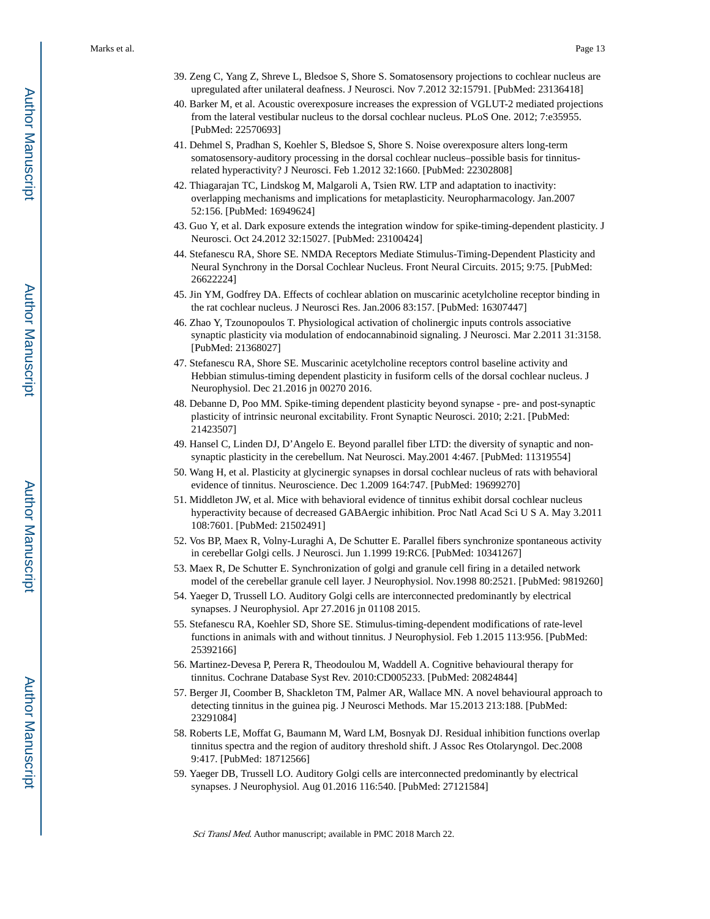39. Zeng C, Yang Z, Shreve L, Bledsoe S, Shore S. Somatosensory projections to cochlear nucleus are upregulated after unilateral deafness. J Neurosci. Nov 7.2012 32:15791. [PubMed: 23136418]
40. Barker M, et al. Acoustic overexposure increases the expression of VGLUT-2 mediated projections from the lateral vestibular nucleus to the dorsal cochlear nucleus. PLoS One. 2012; 7:e35955. [PubMed: 22570693]
41. Dehmel S, Pradhan S, Koehler S, Bledsoe S, Shore S. Noise overexposure alters long-term somatosensory-auditory processing in the dorsal cochlear nucleus–possible basis for tinnitus-related hyperactivity? J Neurosci. Feb 1.2012 32:1660. [PubMed: 22302808]
42. Thiagarajan TC, Lindskog M, Malgaroli A, Tsien RW. LTP and adaptation to inactivity: overlapping mechanisms and implications for metaplasticity. Neuropharmacology. Jan.2007 52:156. [PubMed: 16949624]
43. Guo Y, et al. Dark exposure extends the integration window for spike-timing-dependent plasticity. J Neurosci. Oct 24.2012 32:15027. [PubMed: 23100424]
44. Stefanescu RA, Shore SE. NMDA Receptors Mediate Stimulus-Timing-Dependent Plasticity and Neural Synchrony in the Dorsal Cochlear Nucleus. Front Neural Circuits. 2015; 9:75. [PubMed: 26622224]
45. Jin YM, Godfrey DA. Effects of cochlear ablation on muscarinic acetylcholine receptor binding in the rat cochlear nucleus. J Neurosci Res. Jan.2006 83:157. [PubMed: 16307447]
46. Zhao Y, Tzounopoulos T. Physiological activation of cholinergic inputs controls associative synaptic plasticity via modulation of endocannabinoid signaling. J Neurosci. Mar 2.2011 31:3158. [PubMed: 21368027]
47. Stefanescu RA, Shore SE. Muscarinic acetylcholine receptors control baseline activity and Hebbian stimulus-timing dependent plasticity in fusiform cells of the dorsal cochlear nucleus. J Neurophysiol. Dec 21.2016 jn 00270 2016.
48. Debanne D, Poo MM. Spike-timing dependent plasticity beyond synapse - pre- and post-synaptic plasticity of intrinsic neuronal excitability. Front Synaptic Neurosci. 2010; 2:21. [PubMed: 21423507]
49. Hansel C, Linden DJ, D'Angelo E. Beyond parallel fiber LTD: the diversity of synaptic and non-synaptic plasticity in the cerebellum. Nat Neurosci. May.2001 4:467. [PubMed: 11319554]
50. Wang H, et al. Plasticity at glycinergic synapses in dorsal cochlear nucleus of rats with behavioral evidence of tinnitus. Neuroscience. Dec 1.2009 164:747. [PubMed: 19699270]
51. Middleton JW, et al. Mice with behavioral evidence of tinnitus exhibit dorsal cochlear nucleus hyperactivity because of decreased GABAergic inhibition. Proc Natl Acad Sci U S A. May 3.2011 108:7601. [PubMed: 21502491]
52. Vos BP, Maex R, Volny-Luraghi A, De Schutter E. Parallel fibers synchronize spontaneous activity in cerebellar Golgi cells. J Neurosci. Jun 1.1999 19:RC6. [PubMed: 10341267]
53. Maex R, De Schutter E. Synchronization of golgi and granule cell firing in a detailed network model of the cerebellar granule cell layer. J Neurophysiol. Nov.1998 80:2521. [PubMed: 9819260]
54. Yaeger D, Trussell LO. Auditory Golgi cells are interconnected predominantly by electrical synapses. J Neurophysiol. Apr 27.2016 jn 01108 2015.
55. Stefanescu RA, Koehler SD, Shore SE. Stimulus-timing-dependent modifications of rate-level functions in animals with and without tinnitus. J Neurophysiol. Feb 1.2015 113:956. [PubMed: 25392166]
56. Martinez-Devesa P, Perera R, Theodoulou M, Waddell A. Cognitive behavioural therapy for tinnitus. Cochrane Database Syst Rev. 2010:CD005233. [PubMed: 20824844]
57. Berger JI, Coomber B, Shackleton TM, Palmer AR, Wallace MN. A novel behavioural approach to detecting tinnitus in the guinea pig. J Neurosci Methods. Mar 15.2013 213:188. [PubMed: 23291084]
58. Roberts LE, Moffat G, Baumann M, Ward LM, Bosnyak DJ. Residual inhibition functions overlap tinnitus spectra and the region of auditory threshold shift. J Assoc Res Otolaryngol. Dec.2008 9:417. [PubMed: 18712566]
59. Yaeger DB, Trussell LO. Auditory Golgi cells are interconnected predominantly by electrical synapses. J Neurophysiol. Aug 01.2016 116:540. [PubMed: 27121584]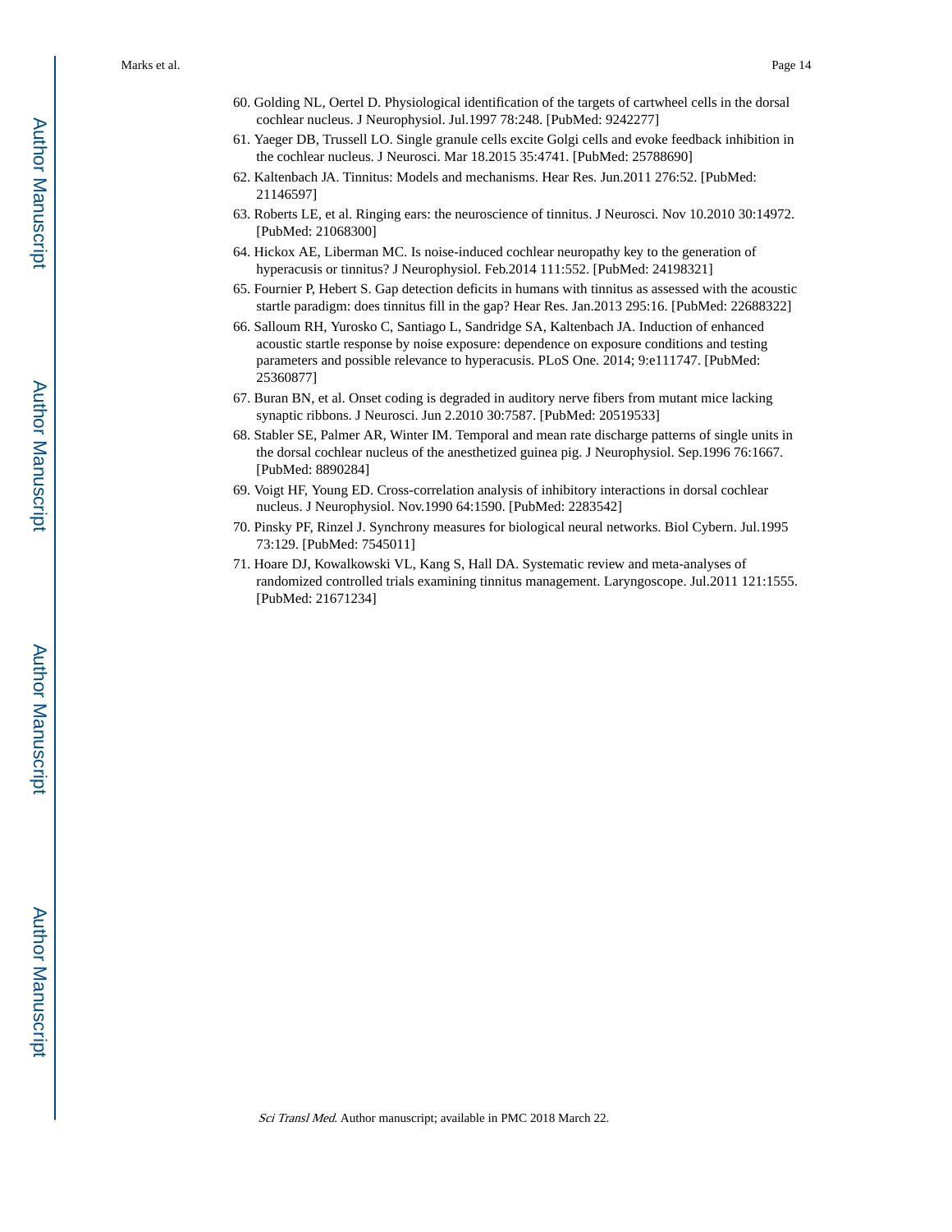60. Golding NL, Oertel D. Physiological identification of the targets of cartwheel cells in the dorsal cochlear nucleus. J Neurophysiol. Jul.1997 78:248. [PubMed: 9242277]
61. Yaeger DB, Trussell LO. Single granule cells excite Golgi cells and evoke feedback inhibition in the cochlear nucleus. J Neurosci. Mar 18.2015 35:4741. [PubMed: 25788690]
62. Kaltenbach JA. Tinnitus: Models and mechanisms. Hear Res. Jun.2011 276:52. [PubMed: 21146597]
63. Roberts LE, et al. Ringing ears: the neuroscience of tinnitus. J Neurosci. Nov 10.2010 30:14972. [PubMed: 21068300]
64. Hickox AE, Liberman MC. Is noise-induced cochlear neuropathy key to the generation of hyperacusis or tinnitus? J Neurophysiol. Feb.2014 111:552. [PubMed: 24198321]
65. Fournier P, Hebert S. Gap detection deficits in humans with tinnitus as assessed with the acoustic startle paradigm: does tinnitus fill in the gap? Hear Res. Jan.2013 295:16. [PubMed: 22688322]
66. Salloum RH, Yurosko C, Santiago L, Sandridge SA, Kaltenbach JA. Induction of enhanced acoustic startle response by noise exposure: dependence on exposure conditions and testing parameters and possible relevance to hyperacusis. PLoS One. 2014; 9:e111747. [PubMed: 25360877]
67. Buran BN, et al. Onset coding is degraded in auditory nerve fibers from mutant mice lacking synaptic ribbons. J Neurosci. Jun 2.2010 30:7587. [PubMed: 20519533]
68. Stabler SE, Palmer AR, Winter IM. Temporal and mean rate discharge patterns of single units in the dorsal cochlear nucleus of the anesthetized guinea pig. J Neurophysiol. Sep.1996 76:1667. [PubMed: 8890284]
69. Voigt HF, Young ED. Cross-correlation analysis of inhibitory interactions in dorsal cochlear nucleus. J Neurophysiol. Nov.1990 64:1590. [PubMed: 2283542]
70. Pinsky PF, Rinzel J. Synchrony measures for biological neural networks. Biol Cybern. Jul.1995 73:129. [PubMed: 7545011]
71. Hoare DJ, Kowalkowski VL, Kang S, Hall DA. Systematic review and meta-analyses of randomized controlled trials examining tinnitus management. Laryngoscope. Jul.2011 121:1555. [PubMed: 21671234]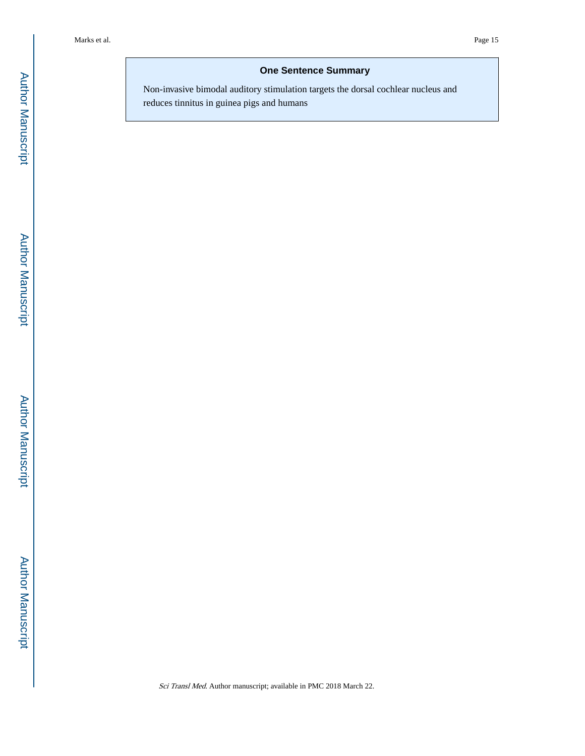## One Sentence Summary

Non-invasive bimodal auditory stimulation targets the dorsal cochlear nucleus and reduces tinnitus in guinea pigs and humans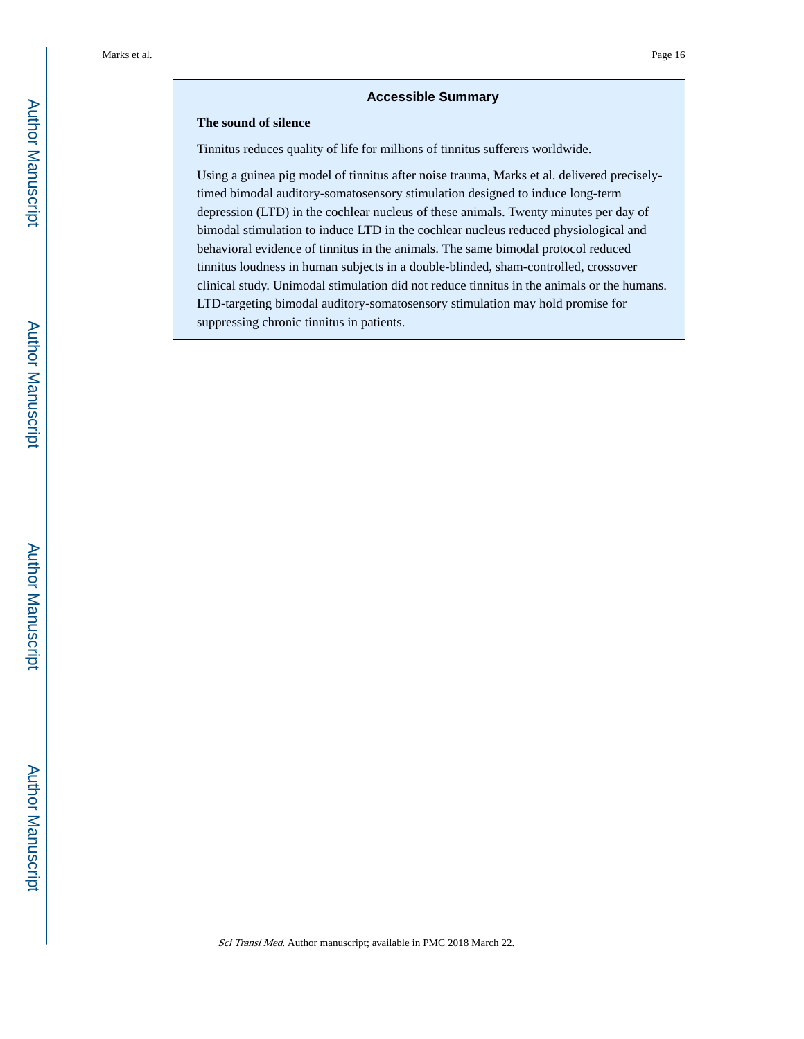## Accessible Summary

**The sound of silence**

Tinnitus reduces quality of life for millions of tinnitus sufferers worldwide.

Using a guinea pig model of tinnitus after noise trauma, Marks et al. delivered precisely-timed bimodal auditory-somatosensory stimulation designed to induce long-term depression (LTD) in the cochlear nucleus of these animals. Twenty minutes per day of bimodal stimulation to induce LTD in the cochlear nucleus reduced physiological and behavioral evidence of tinnitus in the animals. The same bimodal protocol reduced tinnitus loudness in human subjects in a double-blinded, sham-controlled, crossover clinical study. Unimodal stimulation did not reduce tinnitus in the animals or the humans. LTD-targeting bimodal auditory-somatosensory stimulation may hold promise for suppressing chronic tinnitus in patients.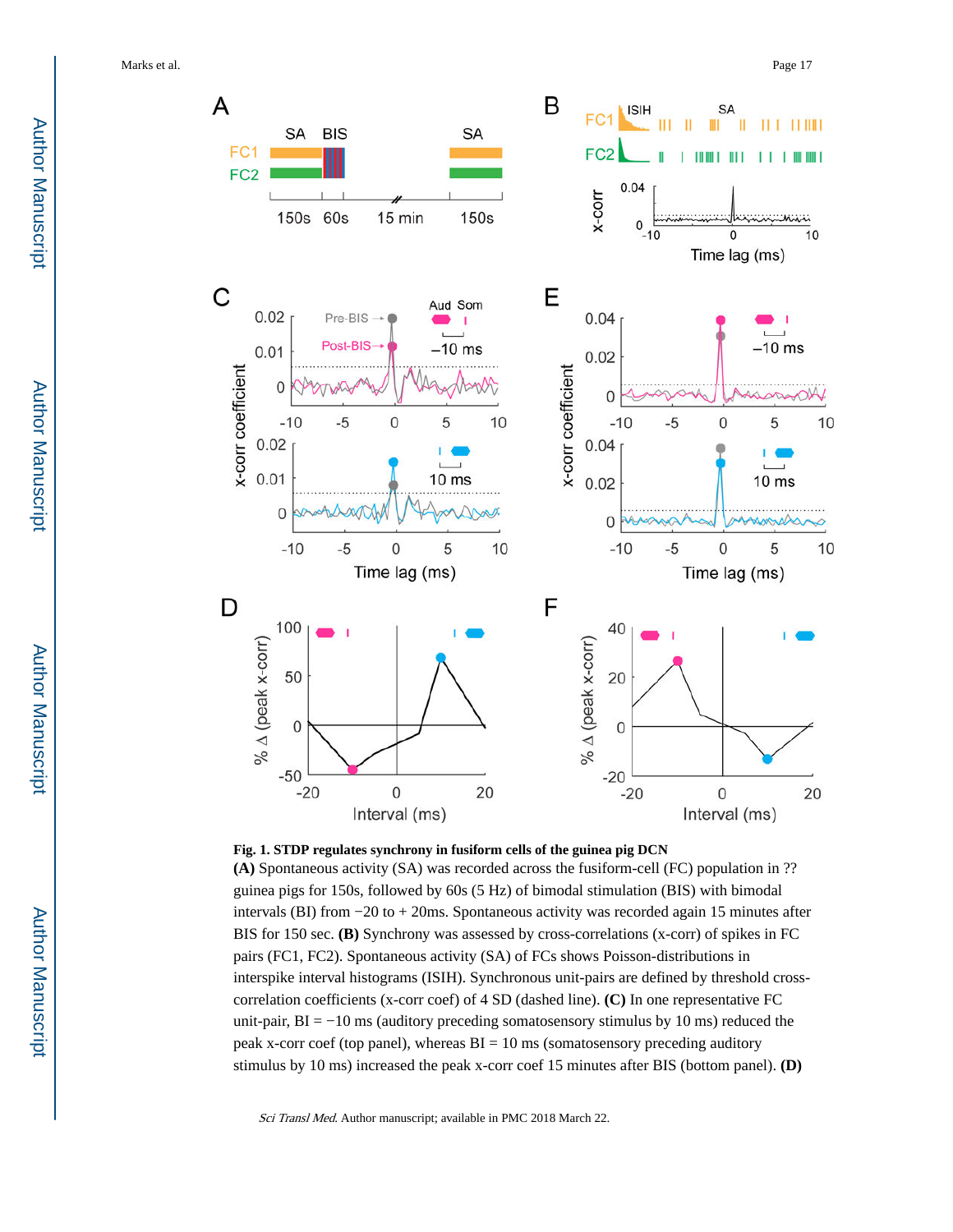**Fig. 1. STDP regulates synchrony in fusiform cells of the guinea pig DCN**

**(A)** Spontaneous activity (SA) was recorded across the fusiform-cell (FC) population in ?? guinea pigs for 150s, followed by 60s (5 Hz) of bimodal stimulation (BIS) with bimodal intervals (BI) from −20 to + 20ms. Spontaneous activity was recorded again 15 minutes after BIS for 150 sec. **(B)** Synchrony was assessed by cross-correlations (x-corr) of spikes in FC pairs (FC1, FC2). Spontaneous activity (SA) of FCs shows Poisson-distributions in interspike interval histograms (ISIH). Synchronous unit-pairs are defined by threshold cross-correlation coefficients (x-corr coef) of 4 SD (dashed line). **(C)** In one representative FC unit-pair, BI = −10 ms (auditory preceding somatosensory stimulus by 10 ms) reduced the peak x-corr coef (top panel), whereas BI = 10 ms (somatosensory preceding auditory stimulus by 10 ms) increased the peak x-corr coef 15 minutes after BIS (bottom panel). **(D)**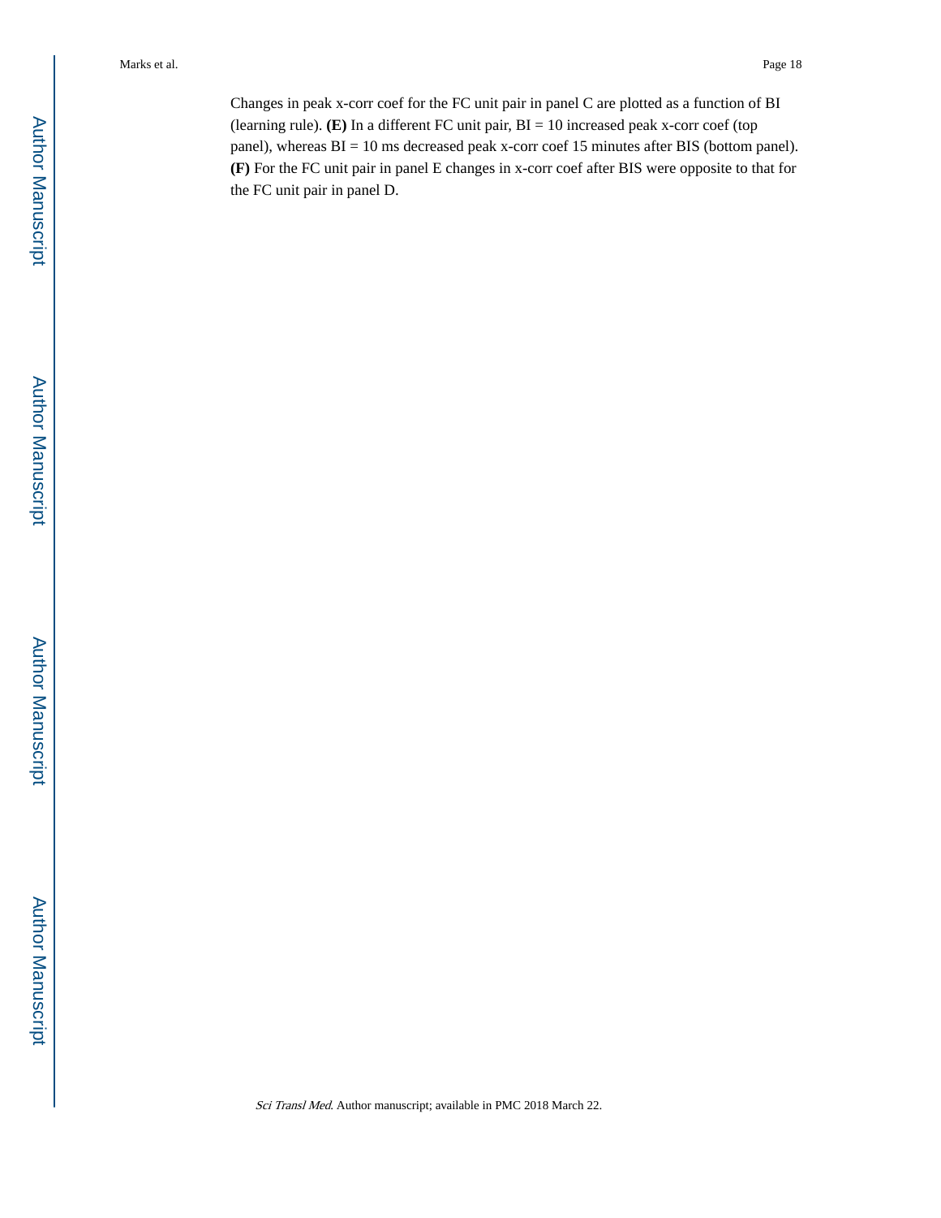Changes in peak x-corr coef for the FC unit pair in panel C are plotted as a function of BI (learning rule). **(E)** In a different FC unit pair, BI = 10 increased peak x-corr coef (top panel), whereas BI = 10 ms decreased peak x-corr coef 15 minutes after BIS (bottom panel). **(F)** For the FC unit pair in panel E changes in x-corr coef after BIS were opposite to that for the FC unit pair in panel D.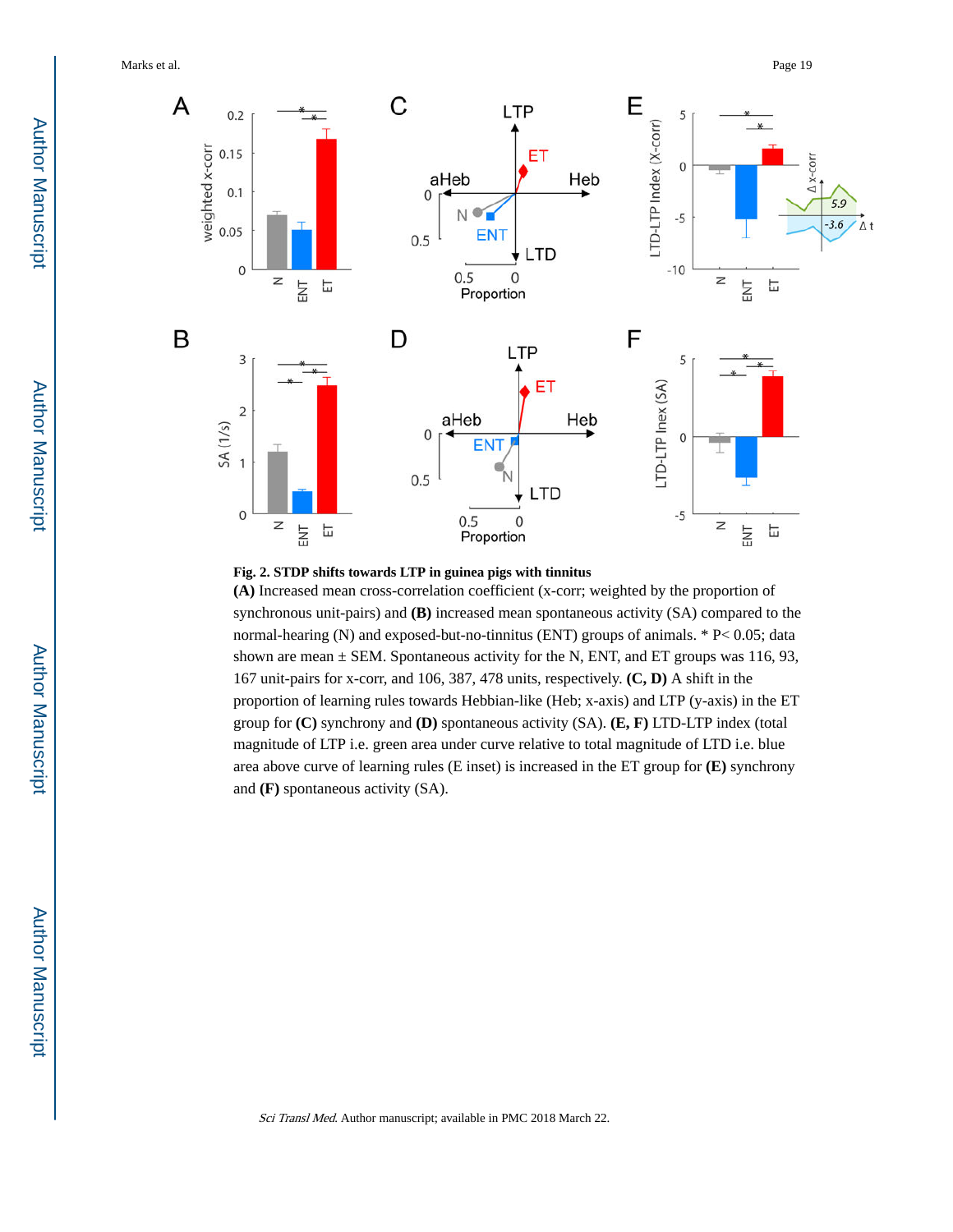**Fig. 2. STDP shifts towards LTP in guinea pigs with tinnitus**

**(A)** Increased mean cross-correlation coefficient (x-corr; weighted by the proportion of synchronous unit-pairs) and **(B)** increased mean spontaneous activity (SA) compared to the normal-hearing (N) and exposed-but-no-tinnitus (ENT) groups of animals. * P< 0.05; data shown are mean ± SEM. Spontaneous activity for the N, ENT, and ET groups was 116, 93, 167 unit-pairs for x-corr, and 106, 387, 478 units, respectively. **(C, D)** A shift in the proportion of learning rules towards Hebbian-like (Heb; x-axis) and LTP (y-axis) in the ET group for **(C)** synchrony and **(D)** spontaneous activity (SA). **(E, F)** LTD-LTP index (total magnitude of LTP i.e. green area under curve relative to total magnitude of LTD i.e. blue area above curve of learning rules (E inset) is increased in the ET group for **(E)** synchrony and **(F)** spontaneous activity (SA).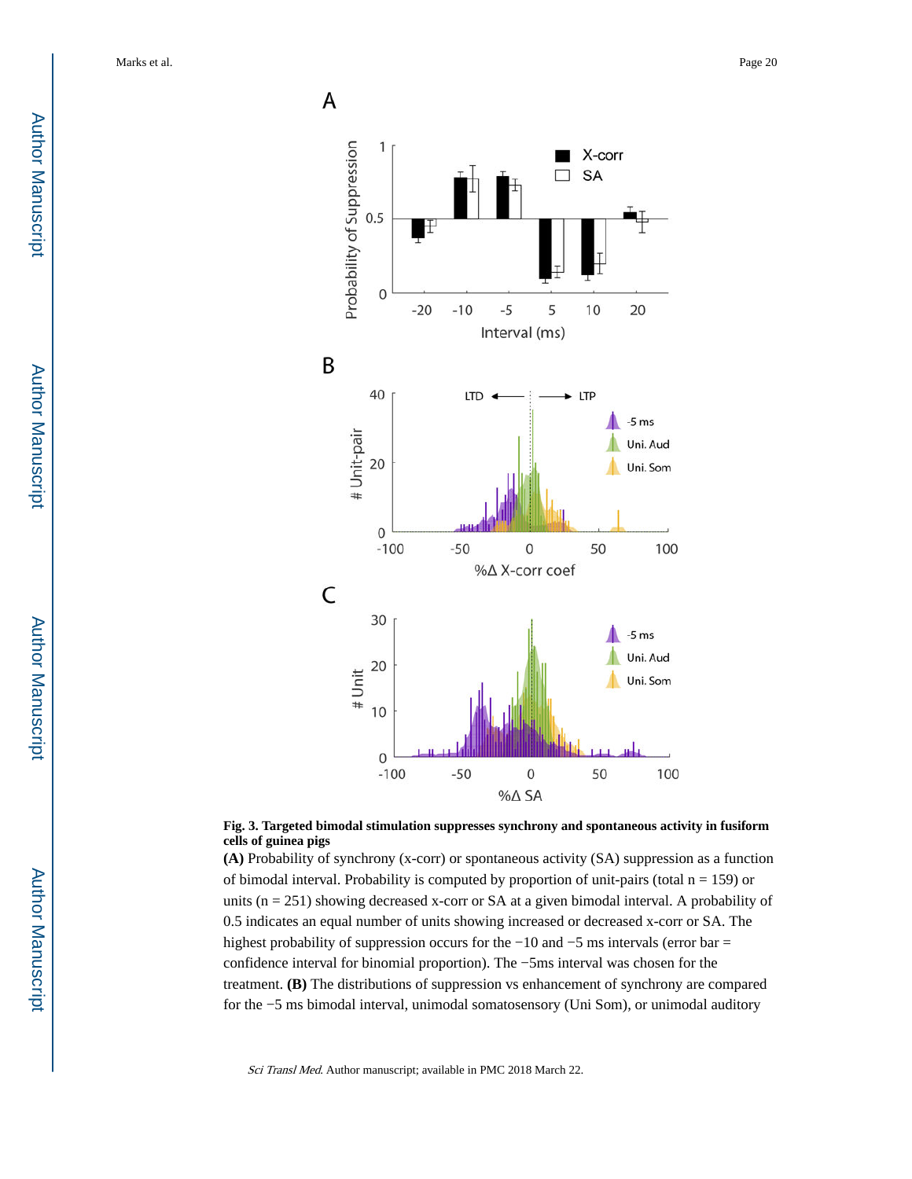**Fig. 3. Targeted bimodal stimulation suppresses synchrony and spontaneous activity in fusiform cells of guinea pigs**

**(A)** Probability of synchrony (x-corr) or spontaneous activity (SA) suppression as a function of bimodal interval. Probability is computed by proportion of unit-pairs (total n = 159) or units (n = 251) showing decreased x-corr or SA at a given bimodal interval. A probability of 0.5 indicates an equal number of units showing increased or decreased x-corr or SA. The highest probability of suppression occurs for the −10 and −5 ms intervals (error bar = confidence interval for binomial proportion). The −5ms interval was chosen for the treatment. **(B)** The distributions of suppression vs enhancement of synchrony are compared for the −5 ms bimodal interval, unimodal somatosensory (Uni Som), or unimodal auditory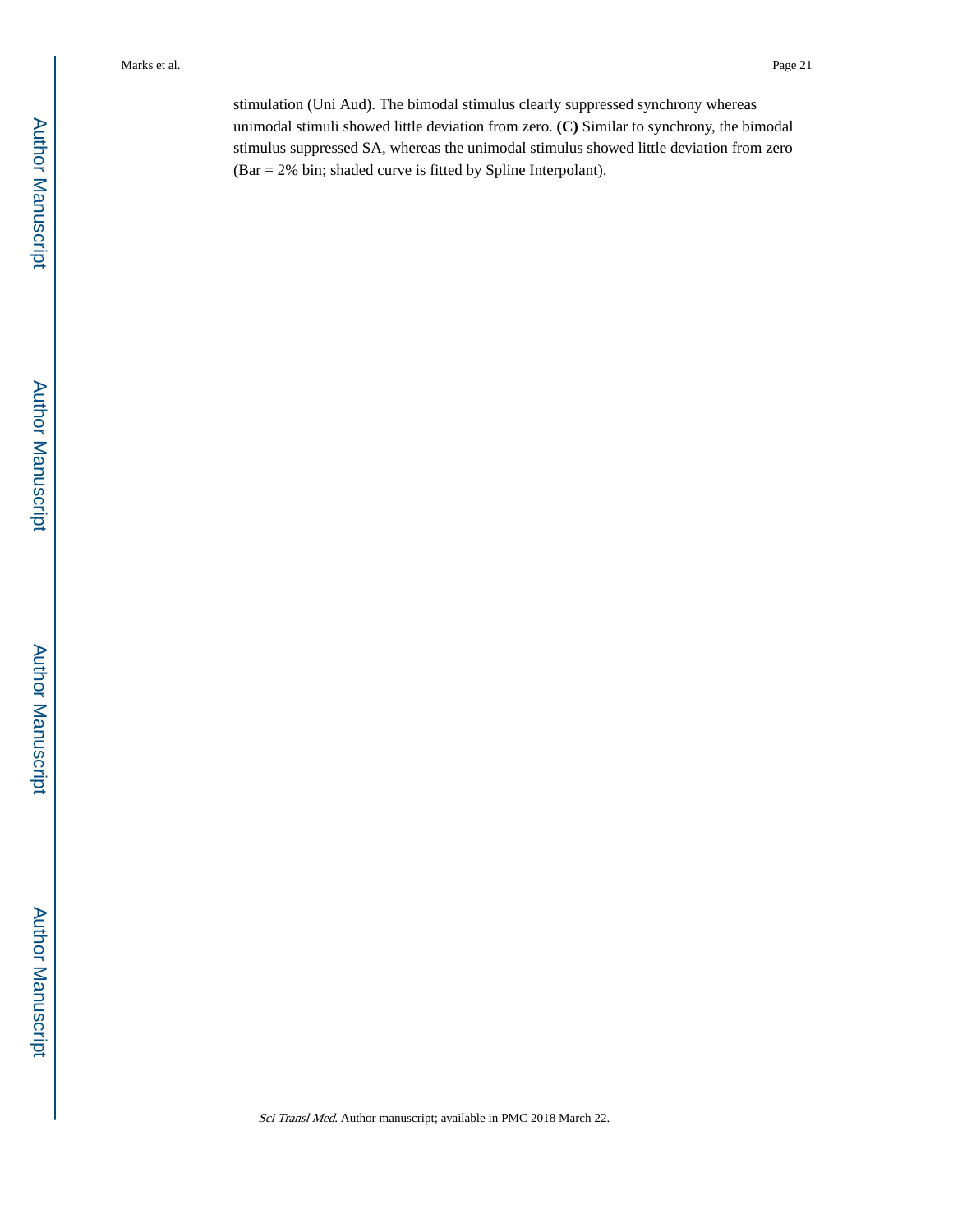stimulation (Uni Aud). The bimodal stimulus clearly suppressed synchrony whereas unimodal stimuli showed little deviation from zero. **(C)** Similar to synchrony, the bimodal stimulus suppressed SA, whereas the unimodal stimulus showed little deviation from zero (Bar = 2% bin; shaded curve is fitted by Spline Interpolant).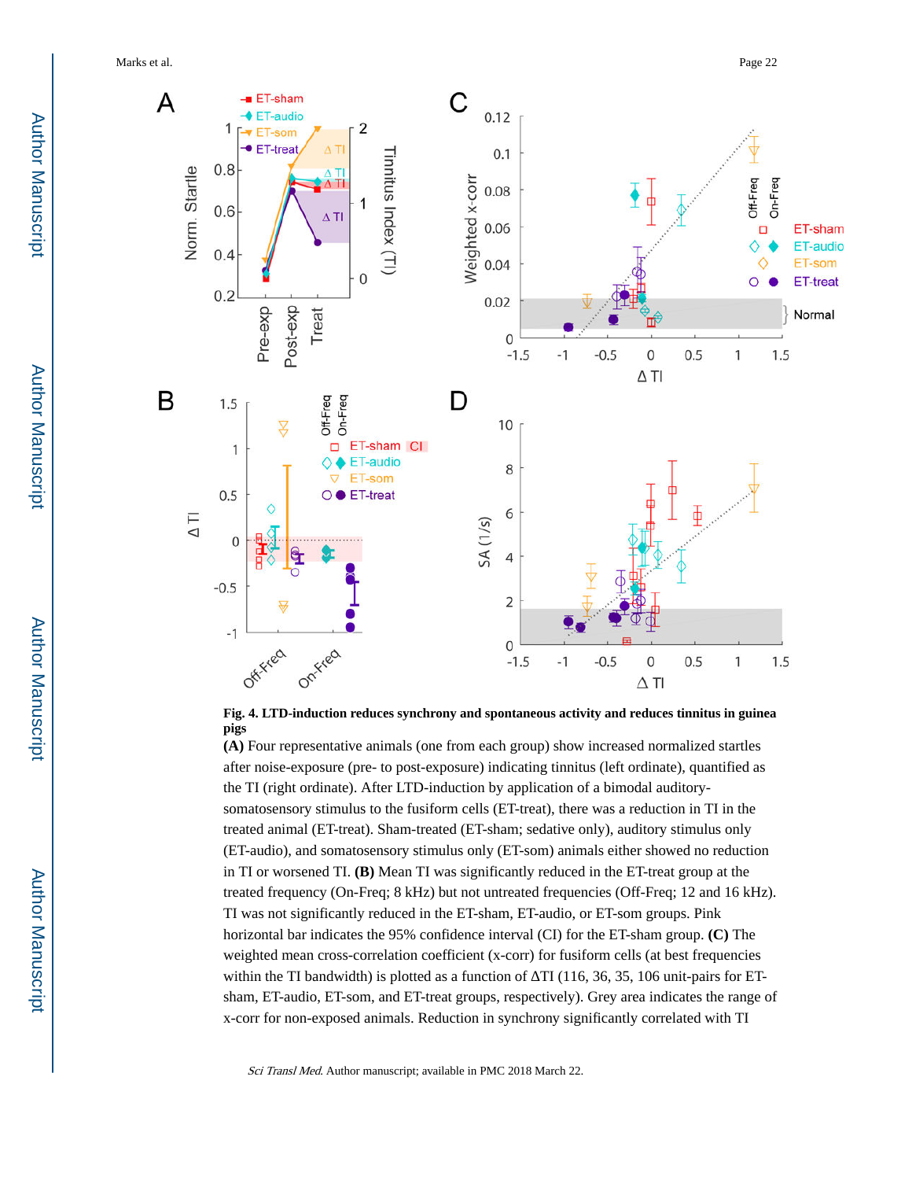**Fig. 4. LTD-induction reduces synchrony and spontaneous activity and reduces tinnitus in guinea pigs**

**(A)** Four representative animals (one from each group) show increased normalized startles after noise-exposure (pre- to post-exposure) indicating tinnitus (left ordinate), quantified as the TI (right ordinate). After LTD-induction by application of a bimodal auditory-somatosensory stimulus to the fusiform cells (ET-treat), there was a reduction in TI in the treated animal (ET-treat). Sham-treated (ET-sham; sedative only), auditory stimulus only (ET-audio), and somatosensory stimulus only (ET-som) animals either showed no reduction in TI or worsened TI. **(B)** Mean TI was significantly reduced in the ET-treat group at the treated frequency (On-Freq; 8 kHz) but not untreated frequencies (Off-Freq; 12 and 16 kHz). TI was not significantly reduced in the ET-sham, ET-audio, or ET-som groups. Pink horizontal bar indicates the 95% confidence interval (CI) for the ET-sham group. **(C)** The weighted mean cross-correlation coefficient (x-corr) for fusiform cells (at best frequencies within the TI bandwidth) is plotted as a function of ΔTI (116, 36, 35, 106 unit-pairs for ET-sham, ET-audio, ET-som, and ET-treat groups, respectively). Grey area indicates the range of x-corr for non-exposed animals. Reduction in synchrony significantly correlated with TI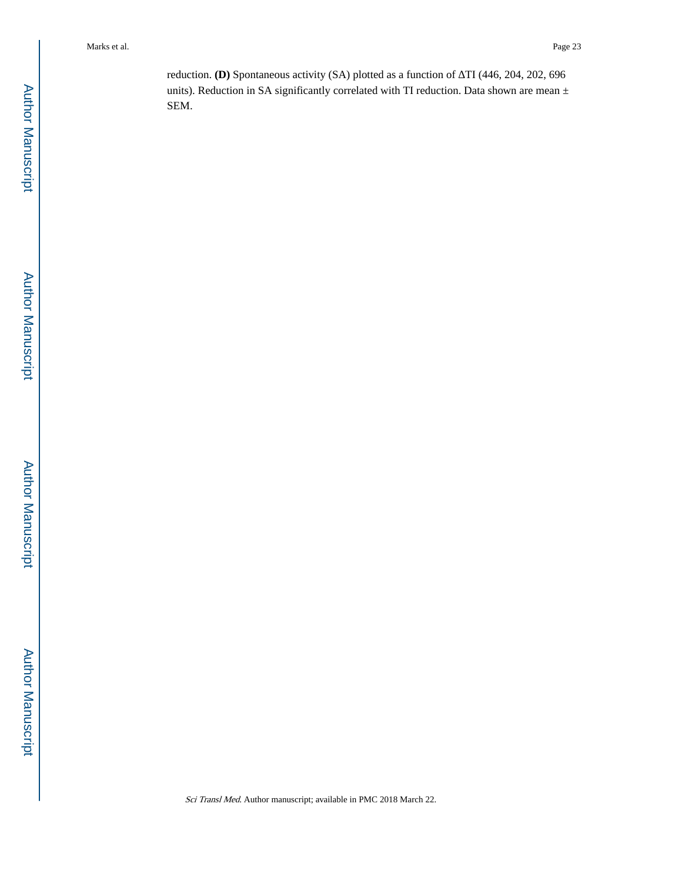reduction. **(D)** Spontaneous activity (SA) plotted as a function of ΔTI (446, 204, 202, 696 units). Reduction in SA significantly correlated with TI reduction. Data shown are mean ± SEM.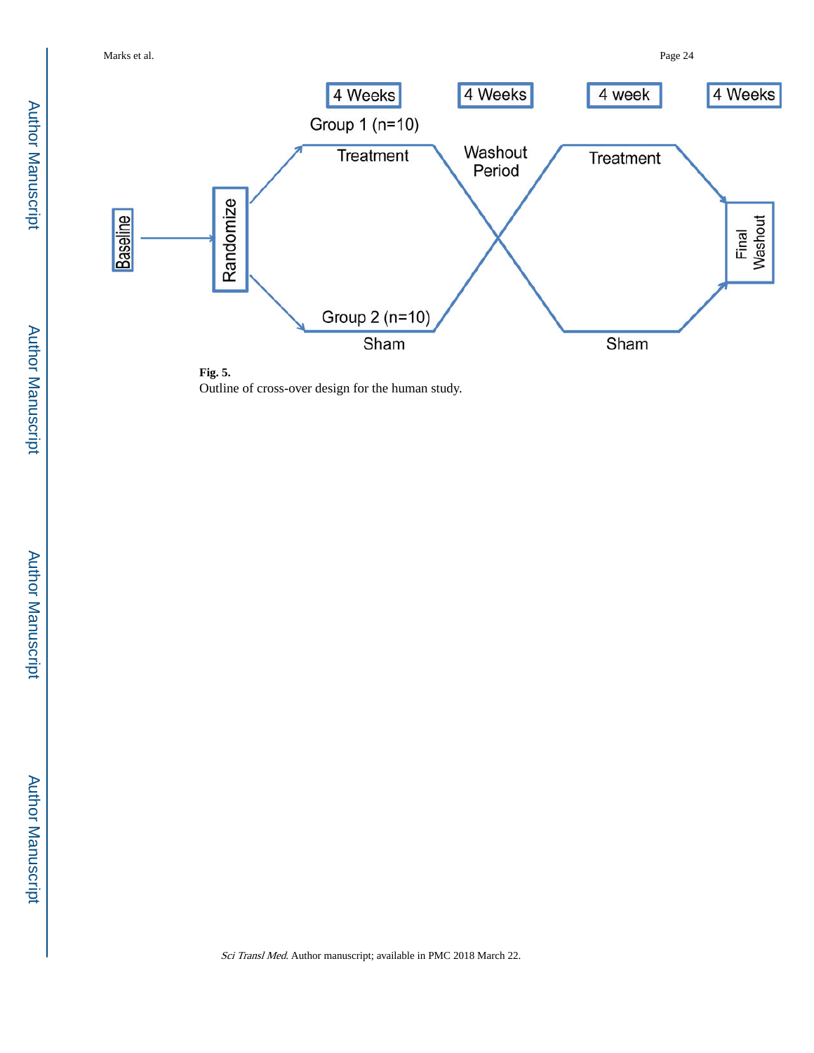4 Weeks | 4 Weeks | 4 week | 4 Weeks

Group 1 (n=10)

Treatment

Washout Period

Treatment

Baseline

Randomize

Final Washout

Group 2 (n=10)

Sham

Sham

**Fig. 5.**

Outline of cross-over design for the human study.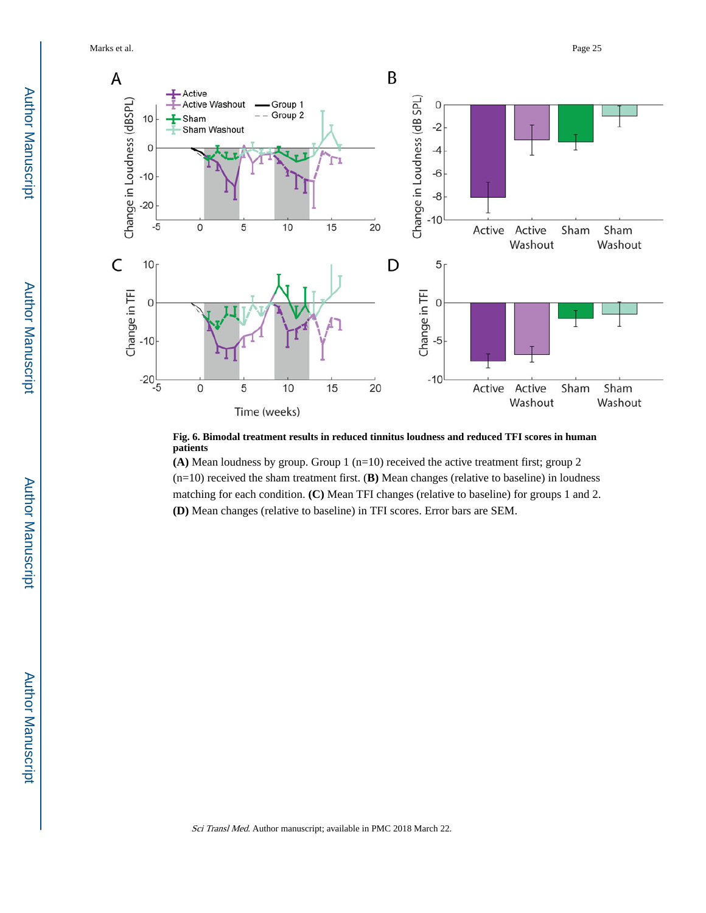A

Change in Loudness (dBSPL)

Active
Active Washout
Sham
Sham Washout
Group 1
Group 2

10
0
-10
-20
-5
0
5
10
15
20

B

Change in Loudness (dB SPL)

0
-2
-4
-6
-8
-10

Active
Active Washout
Sham
Sham Washout

C

Change in TFI

10
0
-10
-20
-5
0
5
10
15
20

Time (weeks)

D

Change in TFI

5
0
-5
-10

Active
Active Washout
Sham
Sham Washout

**Fig. 6. Bimodal treatment results in reduced tinnitus loudness and reduced TFI scores in human patients**

**(A)** Mean loudness by group. Group 1 (n=10) received the active treatment first; group 2 (n=10) received the sham treatment first. (**B)** Mean changes (relative to baseline) in loudness matching for each condition. **(C)** Mean TFI changes (relative to baseline) for groups 1 and 2. **(D)** Mean changes (relative to baseline) in TFI scores. Error bars are SEM.